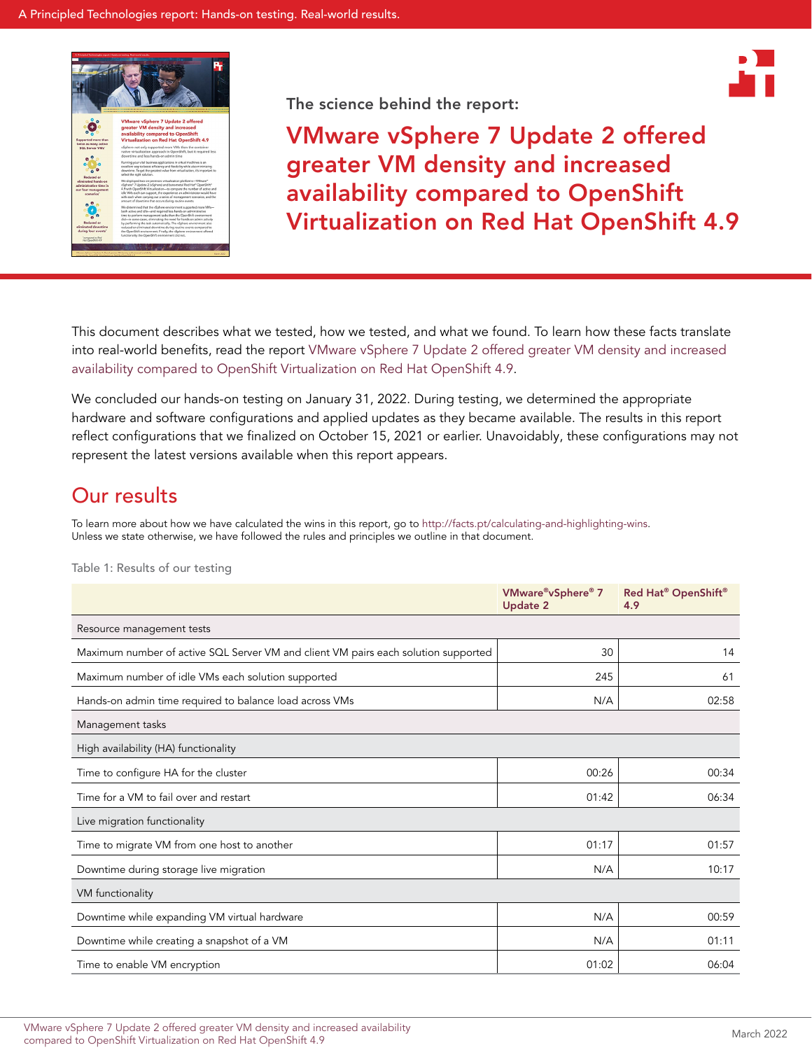The science behind the report:

# VMware vSphere 7 Update 2 offered greater VM density and increased availability compared to OpenShift Virtualization on Red Hat OpenShift 4.9

This document describes what we tested, how we tested, and what we found. To learn how these facts translate into real-world benefits, read the report VMware vSphere 7 Update 2 offered greater VM density and increased availability compared to OpenShift Virtualization on Red Hat OpenShift 4.9.

We concluded our hands-on testing on January 31, 2022. During testing, we determined the appropriate hardware and software configurations and applied updates as they became available. The results in this report reflect configurations that we finalized on October 15, 2021 or earlier. Unavoidably, these configurations may not represent the latest versions available when this report appears.

## Our results

To learn more about how we have calculated the wins in this report, go to http://facts.pt/calculating-and-highlighting-wins. Unless we state otherwise, we have followed the rules and principles we outline in that document.

Table 1: Results of our testing

| | VMware®vSphere® 7 Update 2 | Red Hat® OpenShift® 4.9 |
|---|---|---|
| Resource management tests | | |
| Maximum number of active SQL Server VM and client VM pairs each solution supported | 30 | 14 |
| Maximum number of idle VMs each solution supported | 245 | 61 |
| Hands-on admin time required to balance load across VMs | N/A | 02:58 |
| Management tasks | | |
| High availability (HA) functionality | | |
| Time to configure HA for the cluster | 00:26 | 00:34 |
| Time for a VM to fail over and restart | 01:42 | 06:34 |
| Live migration functionality | | |
| Time to migrate VM from one host to another | 01:17 | 01:57 |
| Downtime during storage live migration | N/A | 10:17 |
| VM functionality | | |
| Downtime while expanding VM virtual hardware | N/A | 00:59 |
| Downtime while creating a snapshot of a VM | N/A | 01:11 |
| Time to enable VM encryption | 01:02 | 06:04 |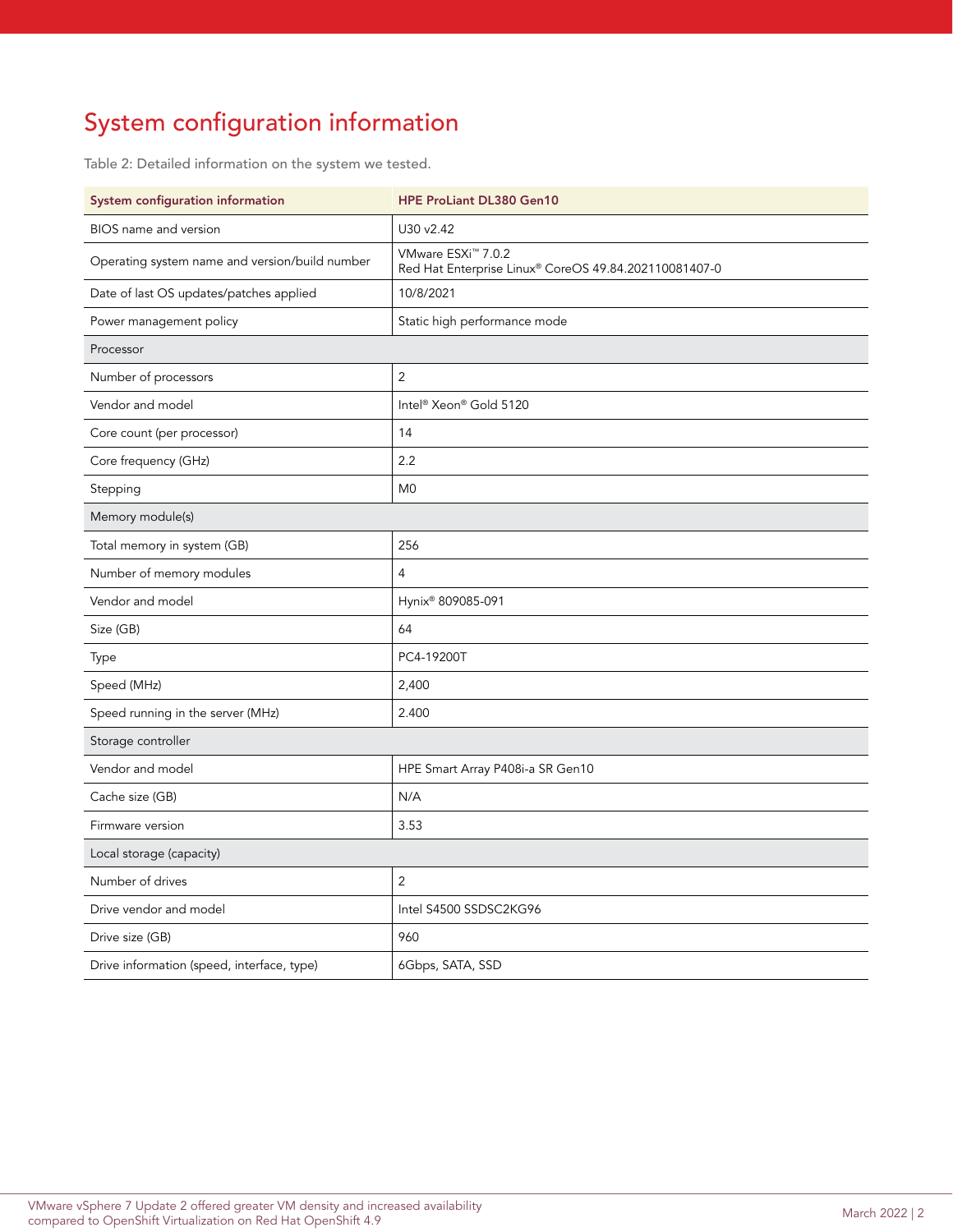# System configuration information

Table 2: Detailed information on the system we tested.

| System configuration information | HPE ProLiant DL380 Gen10 |
|---|---|
| BIOS name and version | U30 v2.42 |
| Operating system name and version/build number | VMware ESXi™ 7.0.2<br>Red Hat Enterprise Linux® CoreOS 49.84.202110081407-0 |
| Date of last OS updates/patches applied | 10/8/2021 |
| Power management policy | Static high performance mode |
| Processor | |
| Number of processors | 2 |
| Vendor and model | Intel® Xeon® Gold 5120 |
| Core count (per processor) | 14 |
| Core frequency (GHz) | 2.2 |
| Stepping | M0 |
| Memory module(s) | |
| Total memory in system (GB) | 256 |
| Number of memory modules | 4 |
| Vendor and model | Hynix® 809085-091 |
| Size (GB) | 64 |
| Type | PC4-19200T |
| Speed (MHz) | 2,400 |
| Speed running in the server (MHz) | 2.400 |
| Storage controller | |
| Vendor and model | HPE Smart Array P408i-a SR Gen10 |
| Cache size (GB) | N/A |
| Firmware version | 3.53 |
| Local storage (capacity) | |
| Number of drives | 2 |
| Drive vendor and model | Intel S4500 SSDSC2KG96 |
| Drive size (GB) | 960 |
| Drive information (speed, interface, type) | 6Gbps, SATA, SSD |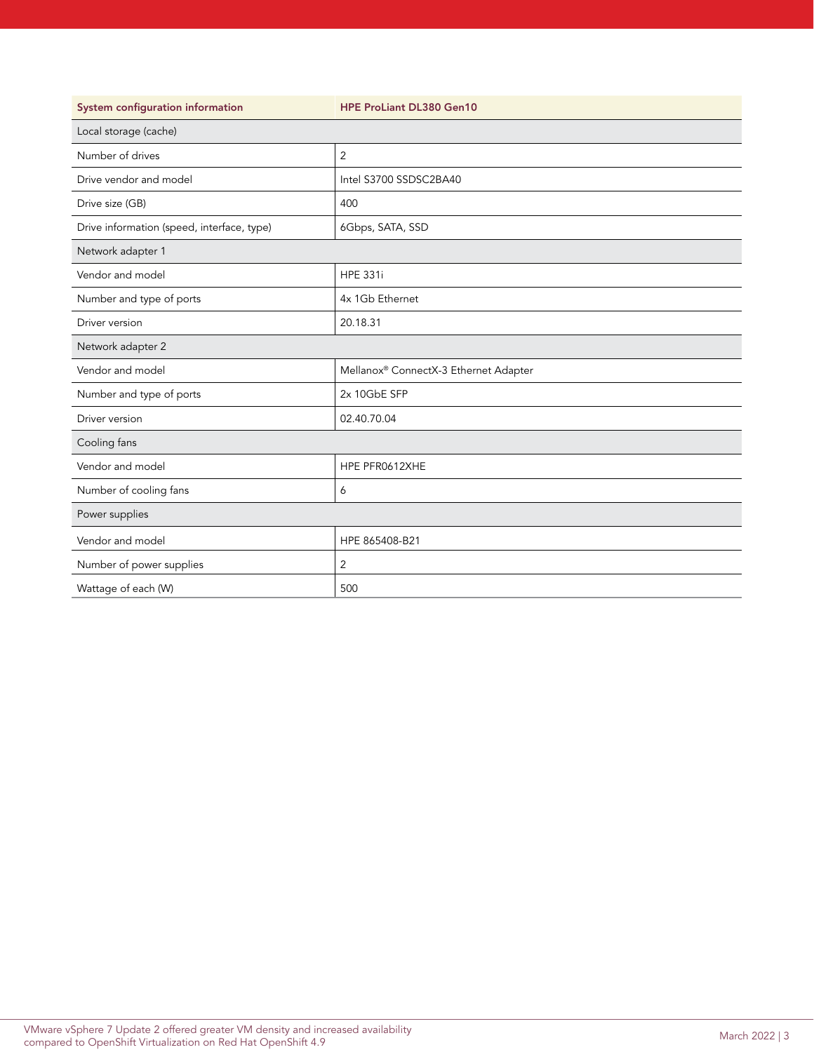| System configuration information | HPE ProLiant DL380 Gen10 |
| --- | --- |
| Local storage (cache) | |
| Number of drives | 2 |
| Drive vendor and model | Intel S3700 SSDSC2BA40 |
| Drive size (GB) | 400 |
| Drive information (speed, interface, type) | 6Gbps, SATA, SSD |
| Network adapter 1 | |
| Vendor and model | HPE 331i |
| Number and type of ports | 4x 1Gb Ethernet |
| Driver version | 20.18.31 |
| Network adapter 2 | |
| Vendor and model | Mellanox® ConnectX-3 Ethernet Adapter |
| Number and type of ports | 2x 10GbE SFP |
| Driver version | 02.40.70.04 |
| Cooling fans | |
| Vendor and model | HPE PFR0612XHE |
| Number of cooling fans | 6 |
| Power supplies | |
| Vendor and model | HPE 865408-B21 |
| Number of power supplies | 2 |
| Wattage of each (W) | 500 |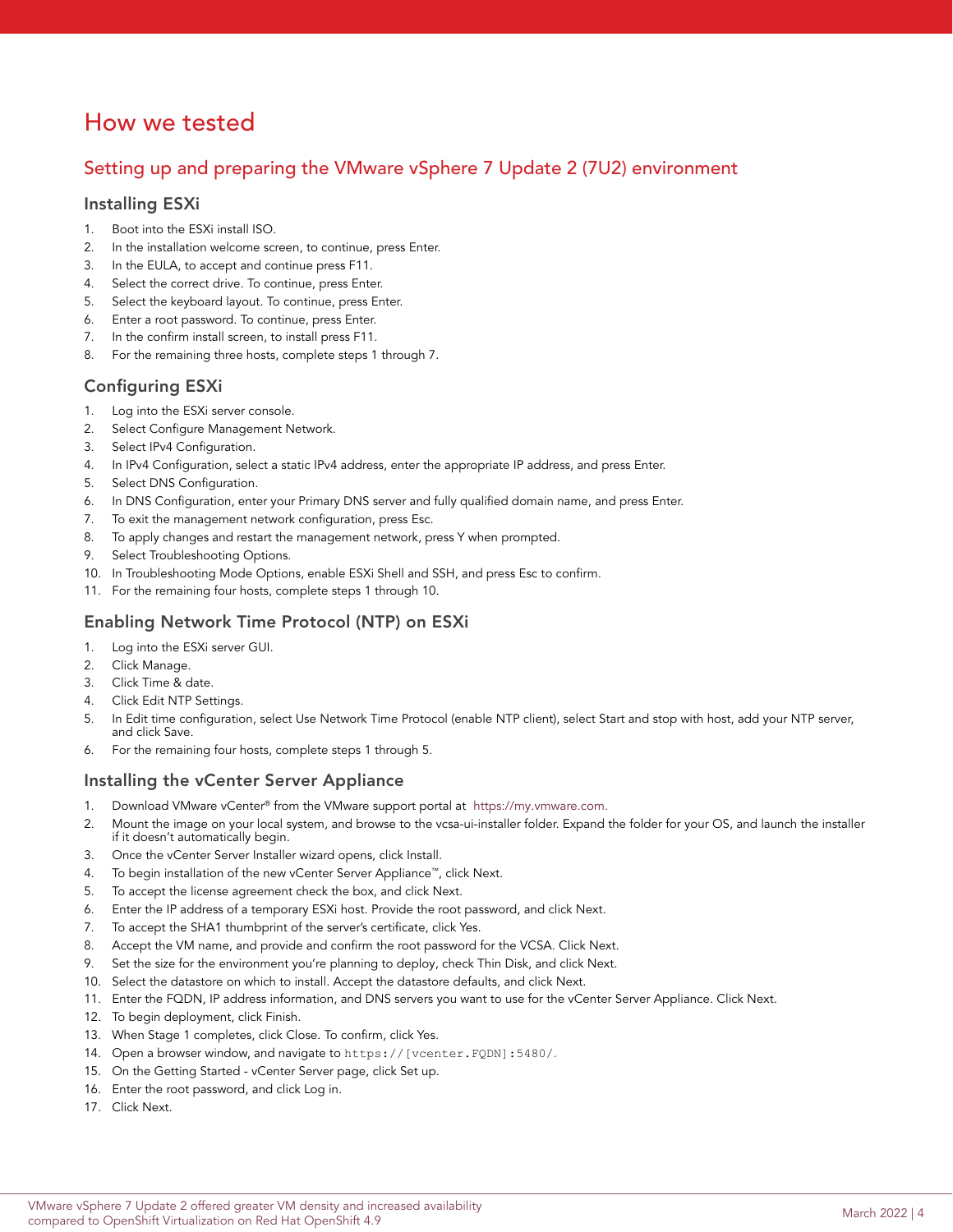# How we tested

## Setting up and preparing the VMware vSphere 7 Update 2 (7U2) environment

### Installing ESXi

1. Boot into the ESXi install ISO.
2. In the installation welcome screen, to continue, press Enter.
3. In the EULA, to accept and continue press F11.
4. Select the correct drive. To continue, press Enter.
5. Select the keyboard layout. To continue, press Enter.
6. Enter a root password. To continue, press Enter.
7. In the confirm install screen, to install press F11.
8. For the remaining three hosts, complete steps 1 through 7.

### Configuring ESXi

1. Log into the ESXi server console.
2. Select Configure Management Network.
3. Select IPv4 Configuration.
4. In IPv4 Configuration, select a static IPv4 address, enter the appropriate IP address, and press Enter.
5. Select DNS Configuration.
6. In DNS Configuration, enter your Primary DNS server and fully qualified domain name, and press Enter.
7. To exit the management network configuration, press Esc.
8. To apply changes and restart the management network, press Y when prompted.
9. Select Troubleshooting Options.
10. In Troubleshooting Mode Options, enable ESXi Shell and SSH, and press Esc to confirm.
11. For the remaining four hosts, complete steps 1 through 10.

### Enabling Network Time Protocol (NTP) on ESXi

1. Log into the ESXi server GUI.
2. Click Manage.
3. Click Time & date.
4. Click Edit NTP Settings.
5. In Edit time configuration, select Use Network Time Protocol (enable NTP client), select Start and stop with host, add your NTP server, and click Save.
6. For the remaining four hosts, complete steps 1 through 5.

### Installing the vCenter Server Appliance

1. Download VMware vCenter® from the VMware support portal at https://my.vmware.com.
2. Mount the image on your local system, and browse to the vcsa-ui-installer folder. Expand the folder for your OS, and launch the installer if it doesn't automatically begin.
3. Once the vCenter Server Installer wizard opens, click Install.
4. To begin installation of the new vCenter Server Appliance™, click Next.
5. To accept the license agreement check the box, and click Next.
6. Enter the IP address of a temporary ESXi host. Provide the root password, and click Next.
7. To accept the SHA1 thumbprint of the server's certificate, click Yes.
8. Accept the VM name, and provide and confirm the root password for the VCSA. Click Next.
9. Set the size for the environment you're planning to deploy, check Thin Disk, and click Next.
10. Select the datastore on which to install. Accept the datastore defaults, and click Next.
11. Enter the FQDN, IP address information, and DNS servers you want to use for the vCenter Server Appliance. Click Next.
12. To begin deployment, click Finish.
13. When Stage 1 completes, click Close. To confirm, click Yes.
14. Open a browser window, and navigate to `https://[vcenter.FQDN]:5480/`.
15. On the Getting Started - vCenter Server page, click Set up.
16. Enter the root password, and click Log in.
17. Click Next.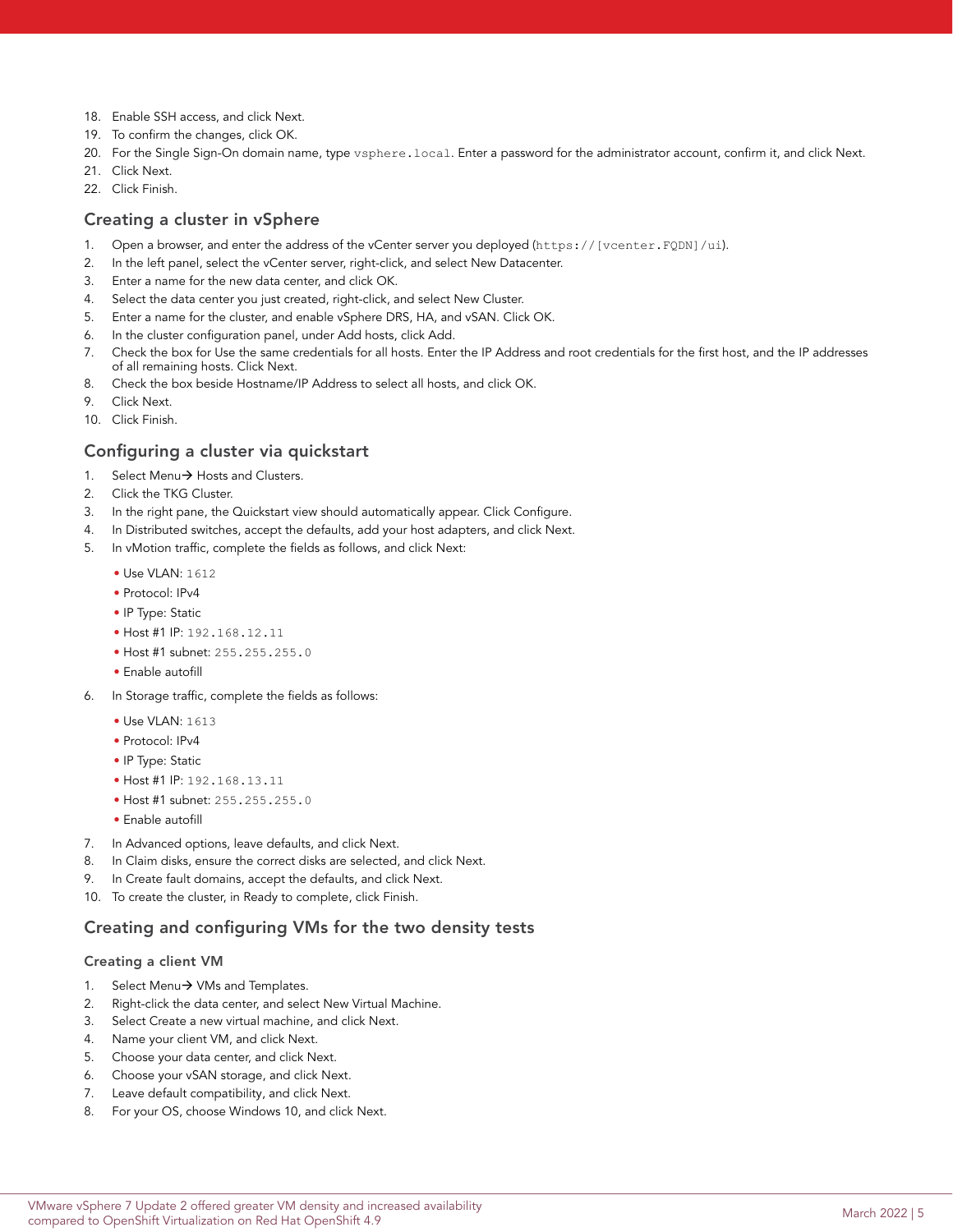18. Enable SSH access, and click Next.
19. To confirm the changes, click OK.
20. For the Single Sign-On domain name, type `vsphere.local`. Enter a password for the administrator account, confirm it, and click Next.
21. Click Next.
22. Click Finish.

## Creating a cluster in vSphere

1. Open a browser, and enter the address of the vCenter server you deployed (`https://[vcenter.FQDN]/ui`).
2. In the left panel, select the vCenter server, right-click, and select New Datacenter.
3. Enter a name for the new data center, and click OK.
4. Select the data center you just created, right-click, and select New Cluster.
5. Enter a name for the cluster, and enable vSphere DRS, HA, and vSAN. Click OK.
6. In the cluster configuration panel, under Add hosts, click Add.
7. Check the box for Use the same credentials for all hosts. Enter the IP Address and root credentials for the first host, and the IP addresses of all remaining hosts. Click Next.
8. Check the box beside Hostname/IP Address to select all hosts, and click OK.
9. Click Next.
10. Click Finish.

## Configuring a cluster via quickstart

1. Select Menu→ Hosts and Clusters.
2. Click the TKG Cluster.
3. In the right pane, the Quickstart view should automatically appear. Click Configure.
4. In Distributed switches, accept the defaults, add your host adapters, and click Next.
5. In vMotion traffic, complete the fields as follows, and click Next:
   - Use VLAN: `1612`
   - Protocol: IPv4
   - IP Type: Static
   - Host #1 IP: `192.168.12.11`
   - Host #1 subnet: `255.255.255.0`
   - Enable autofill
6. In Storage traffic, complete the fields as follows:
   - Use VLAN: `1613`
   - Protocol: IPv4
   - IP Type: Static
   - Host #1 IP: `192.168.13.11`
   - Host #1 subnet: `255.255.255.0`
   - Enable autofill
7. In Advanced options, leave defaults, and click Next.
8. In Claim disks, ensure the correct disks are selected, and click Next.
9. In Create fault domains, accept the defaults, and click Next.
10. To create the cluster, in Ready to complete, click Finish.

## Creating and configuring VMs for the two density tests

### Creating a client VM

1. Select Menu→ VMs and Templates.
2. Right-click the data center, and select New Virtual Machine.
3. Select Create a new virtual machine, and click Next.
4. Name your client VM, and click Next.
5. Choose your data center, and click Next.
6. Choose your vSAN storage, and click Next.
7. Leave default compatibility, and click Next.
8. For your OS, choose Windows 10, and click Next.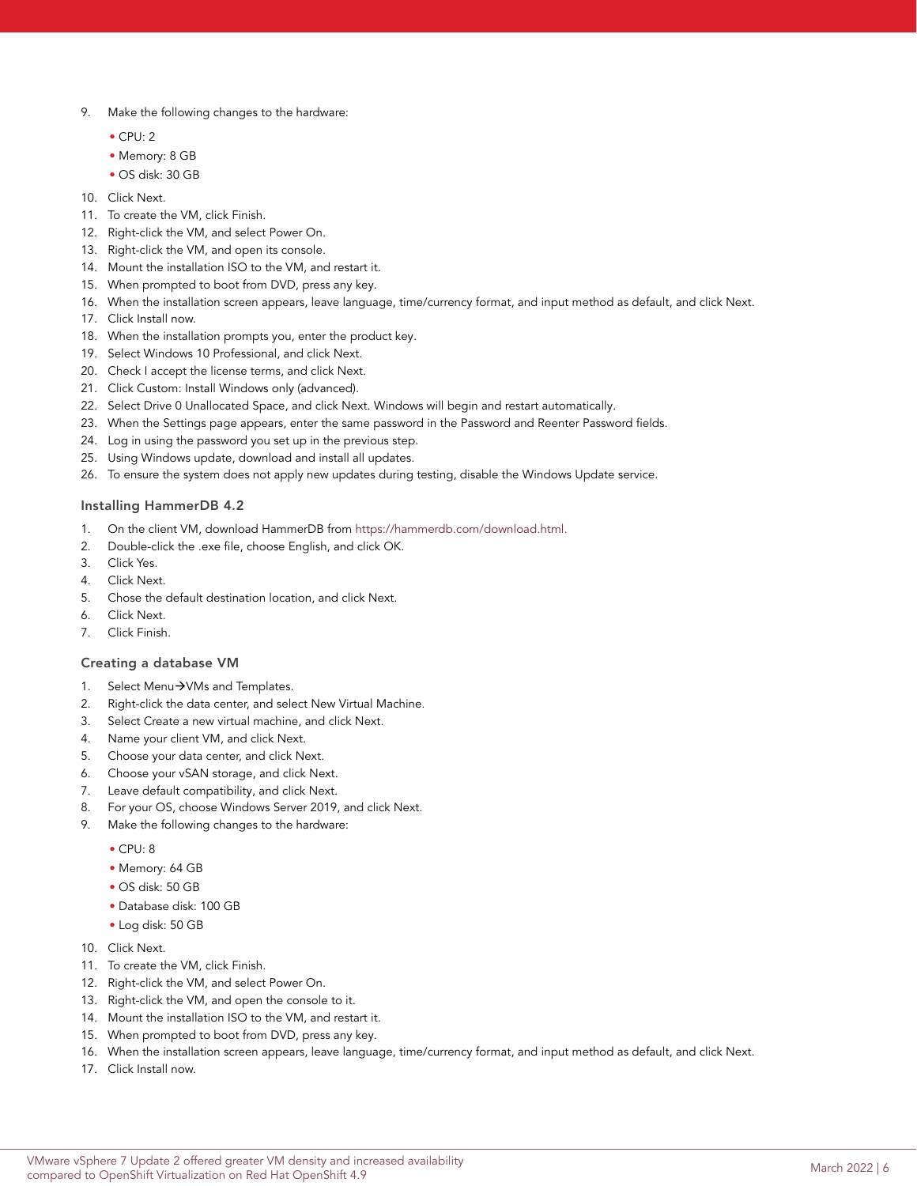9. Make the following changes to the hardware:
   - CPU: 2
   - Memory: 8 GB
   - OS disk: 30 GB
10. Click Next.
11. To create the VM, click Finish.
12. Right-click the VM, and select Power On.
13. Right-click the VM, and open its console.
14. Mount the installation ISO to the VM, and restart it.
15. When prompted to boot from DVD, press any key.
16. When the installation screen appears, leave language, time/currency format, and input method as default, and click Next.
17. Click Install now.
18. When the installation prompts you, enter the product key.
19. Select Windows 10 Professional, and click Next.
20. Check I accept the license terms, and click Next.
21. Click Custom: Install Windows only (advanced).
22. Select Drive 0 Unallocated Space, and click Next. Windows will begin and restart automatically.
23. When the Settings page appears, enter the same password in the Password and Reenter Password fields.
24. Log in using the password you set up in the previous step.
25. Using Windows update, download and install all updates.
26. To ensure the system does not apply new updates during testing, disable the Windows Update service.

### Installing HammerDB 4.2

1. On the client VM, download HammerDB from https://hammerdb.com/download.html.
2. Double-click the .exe file, choose English, and click OK.
3. Click Yes.
4. Click Next.
5. Chose the default destination location, and click Next.
6. Click Next.
7. Click Finish.

### Creating a database VM

1. Select Menu→VMs and Templates.
2. Right-click the data center, and select New Virtual Machine.
3. Select Create a new virtual machine, and click Next.
4. Name your client VM, and click Next.
5. Choose your data center, and click Next.
6. Choose your vSAN storage, and click Next.
7. Leave default compatibility, and click Next.
8. For your OS, choose Windows Server 2019, and click Next.
9. Make the following changes to the hardware:
   - CPU: 8
   - Memory: 64 GB
   - OS disk: 50 GB
   - Database disk: 100 GB
   - Log disk: 50 GB
10. Click Next.
11. To create the VM, click Finish.
12. Right-click the VM, and select Power On.
13. Right-click the VM, and open the console to it.
14. Mount the installation ISO to the VM, and restart it.
15. When prompted to boot from DVD, press any key.
16. When the installation screen appears, leave language, time/currency format, and input method as default, and click Next.
17. Click Install now.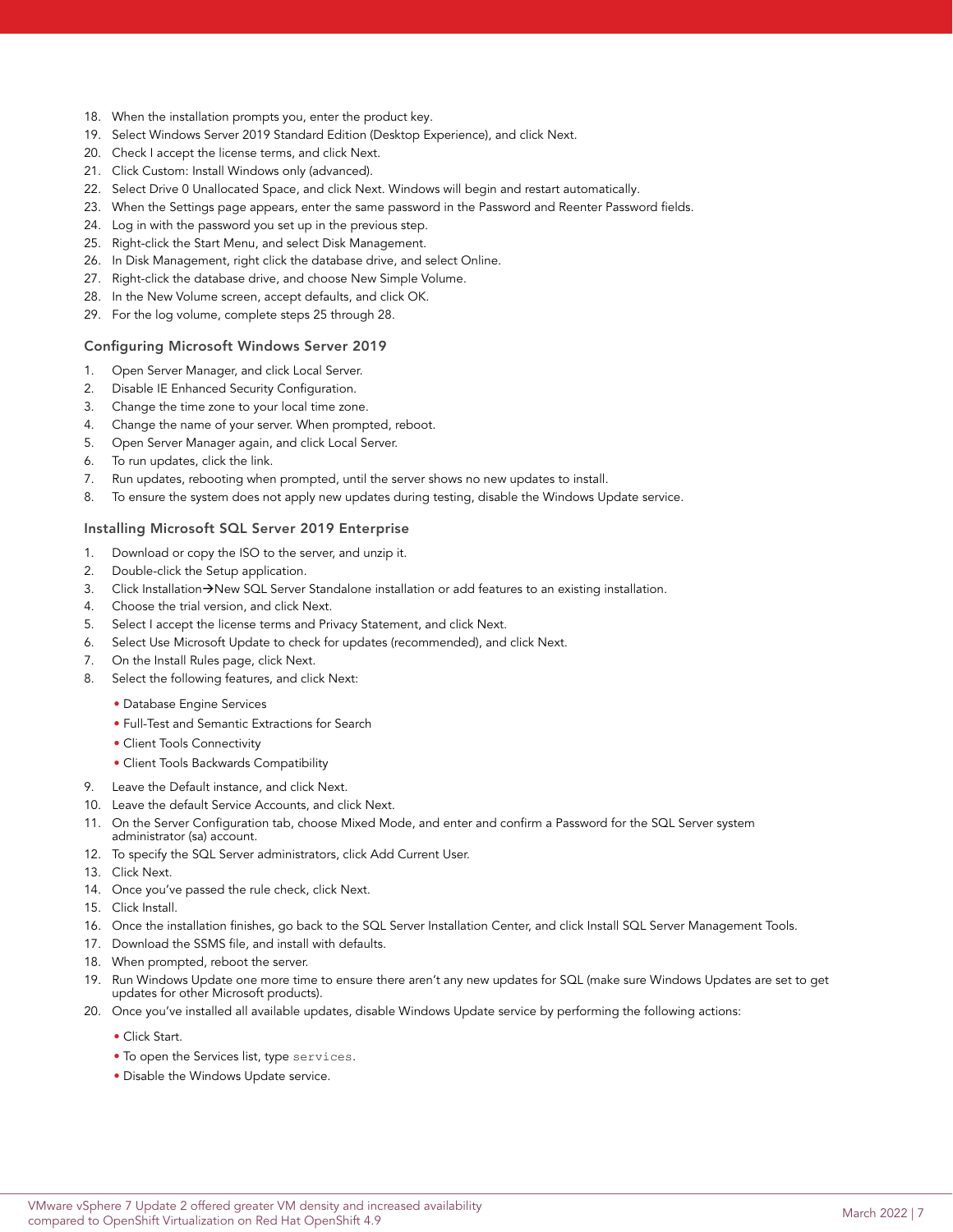18. When the installation prompts you, enter the product key.
19. Select Windows Server 2019 Standard Edition (Desktop Experience), and click Next.
20. Check I accept the license terms, and click Next.
21. Click Custom: Install Windows only (advanced).
22. Select Drive 0 Unallocated Space, and click Next. Windows will begin and restart automatically.
23. When the Settings page appears, enter the same password in the Password and Reenter Password fields.
24. Log in with the password you set up in the previous step.
25. Right-click the Start Menu, and select Disk Management.
26. In Disk Management, right click the database drive, and select Online.
27. Right-click the database drive, and choose New Simple Volume.
28. In the New Volume screen, accept defaults, and click OK.
29. For the log volume, complete steps 25 through 28.

### Configuring Microsoft Windows Server 2019

1. Open Server Manager, and click Local Server.
2. Disable IE Enhanced Security Configuration.
3. Change the time zone to your local time zone.
4. Change the name of your server. When prompted, reboot.
5. Open Server Manager again, and click Local Server.
6. To run updates, click the link.
7. Run updates, rebooting when prompted, until the server shows no new updates to install.
8. To ensure the system does not apply new updates during testing, disable the Windows Update service.

### Installing Microsoft SQL Server 2019 Enterprise

1. Download or copy the ISO to the server, and unzip it.
2. Double-click the Setup application.
3. Click Installation→New SQL Server Standalone installation or add features to an existing installation.
4. Choose the trial version, and click Next.
5. Select I accept the license terms and Privacy Statement, and click Next.
6. Select Use Microsoft Update to check for updates (recommended), and click Next.
7. On the Install Rules page, click Next.
8. Select the following features, and click Next:
   - Database Engine Services
   - Full-Test and Semantic Extractions for Search
   - Client Tools Connectivity
   - Client Tools Backwards Compatibility
9. Leave the Default instance, and click Next.
10. Leave the default Service Accounts, and click Next.
11. On the Server Configuration tab, choose Mixed Mode, and enter and confirm a Password for the SQL Server system administrator (sa) account.
12. To specify the SQL Server administrators, click Add Current User.
13. Click Next.
14. Once you've passed the rule check, click Next.
15. Click Install.
16. Once the installation finishes, go back to the SQL Server Installation Center, and click Install SQL Server Management Tools.
17. Download the SSMS file, and install with defaults.
18. When prompted, reboot the server.
19. Run Windows Update one more time to ensure there aren't any new updates for SQL (make sure Windows Updates are set to get updates for other Microsoft products).
20. Once you've installed all available updates, disable Windows Update service by performing the following actions:
    - Click Start.
    - To open the Services list, type `services`.
    - Disable the Windows Update service.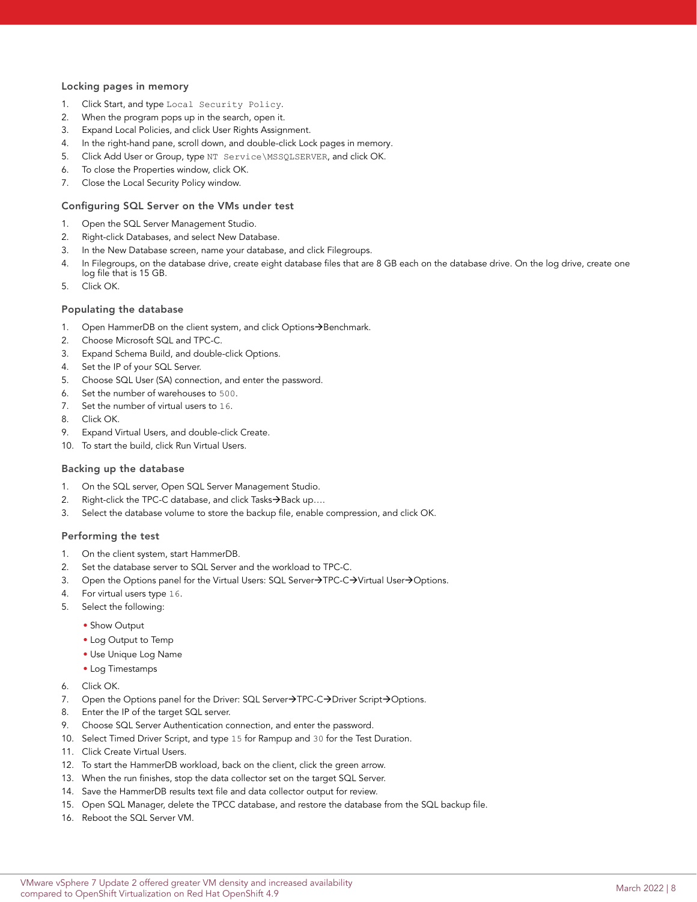### Locking pages in memory

1. Click Start, and type `Local Security Policy`.
2. When the program pops up in the search, open it.
3. Expand Local Policies, and click User Rights Assignment.
4. In the right-hand pane, scroll down, and double-click Lock pages in memory.
5. Click Add User or Group, type `NT Service\MSSQLSERVER`, and click OK.
6. To close the Properties window, click OK.
7. Close the Local Security Policy window.

### Configuring SQL Server on the VMs under test

1. Open the SQL Server Management Studio.
2. Right-click Databases, and select New Database.
3. In the New Database screen, name your database, and click Filegroups.
4. In Filegroups, on the database drive, create eight database files that are 8 GB each on the database drive. On the log drive, create one log file that is 15 GB.
5. Click OK.

### Populating the database

1. Open HammerDB on the client system, and click Options→Benchmark.
2. Choose Microsoft SQL and TPC-C.
3. Expand Schema Build, and double-click Options.
4. Set the IP of your SQL Server.
5. Choose SQL User (SA) connection, and enter the password.
6. Set the number of warehouses to `500`.
7. Set the number of virtual users to `16`.
8. Click OK.
9. Expand Virtual Users, and double-click Create.
10. To start the build, click Run Virtual Users.

### Backing up the database

1. On the SQL server, Open SQL Server Management Studio.
2. Right-click the TPC-C database, and click Tasks→Back up….
3. Select the database volume to store the backup file, enable compression, and click OK.

### Performing the test

1. On the client system, start HammerDB.
2. Set the database server to SQL Server and the workload to TPC-C.
3. Open the Options panel for the Virtual Users: SQL Server→TPC-C→Virtual User→Options.
4. For virtual users type `16`.
5. Select the following:
   - Show Output
   - Log Output to Temp
   - Use Unique Log Name
   - Log Timestamps
6. Click OK.
7. Open the Options panel for the Driver: SQL Server→TPC-C→Driver Script→Options.
8. Enter the IP of the target SQL server.
9. Choose SQL Server Authentication connection, and enter the password.
10. Select Timed Driver Script, and type `15` for Rampup and `30` for the Test Duration.
11. Click Create Virtual Users.
12. To start the HammerDB workload, back on the client, click the green arrow.
13. When the run finishes, stop the data collector set on the target SQL Server.
14. Save the HammerDB results text file and data collector output for review.
15. Open SQL Manager, delete the TPCC database, and restore the database from the SQL backup file.
16. Reboot the SQL Server VM.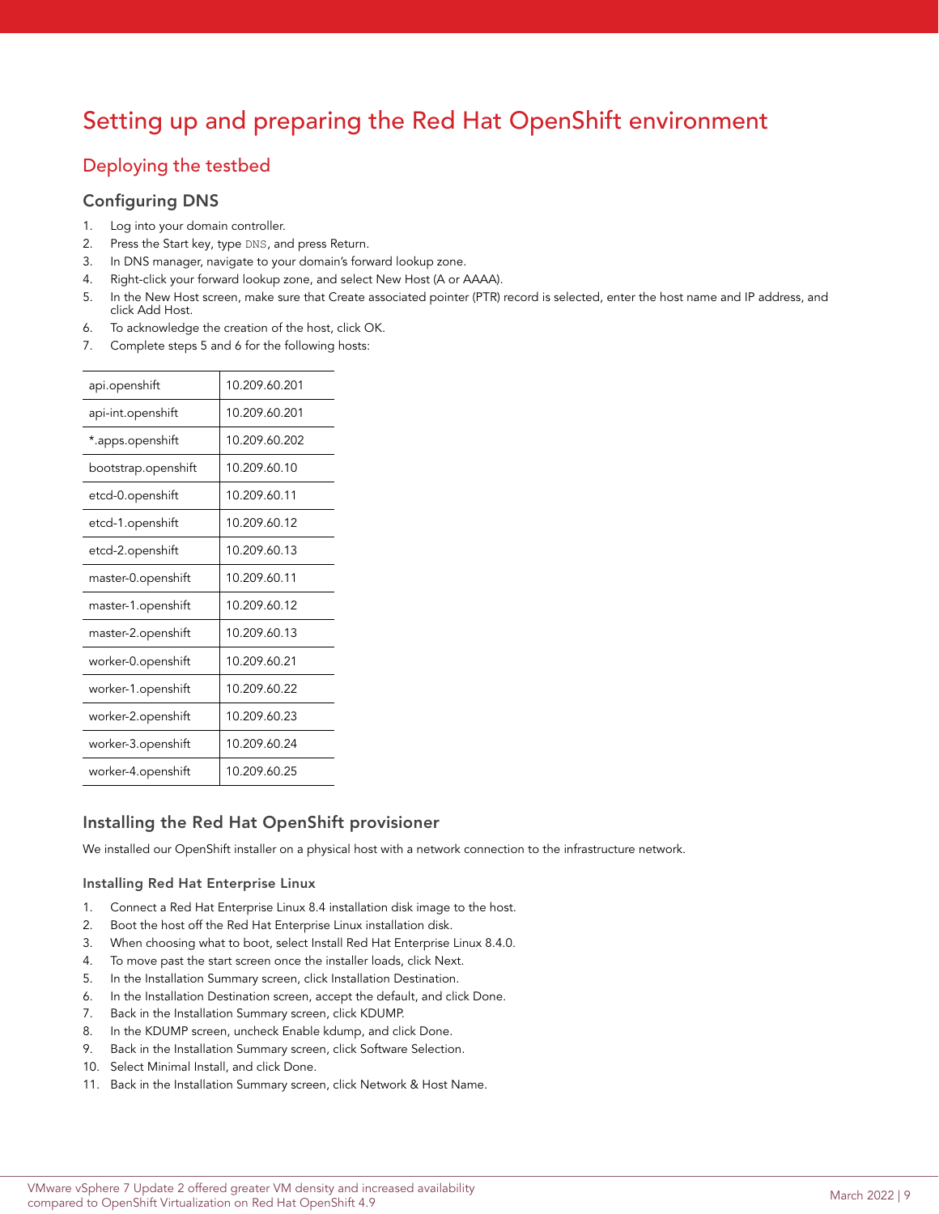# Setting up and preparing the Red Hat OpenShift environment

## Deploying the testbed

### Configuring DNS

1. Log into your domain controller.
2. Press the Start key, type `DNS`, and press Return.
3. In DNS manager, navigate to your domain's forward lookup zone.
4. Right-click your forward lookup zone, and select New Host (A or AAAA).
5. In the New Host screen, make sure that Create associated pointer (PTR) record is selected, enter the host name and IP address, and click Add Host.
6. To acknowledge the creation of the host, click OK.
7. Complete steps 5 and 6 for the following hosts:

| | |
|---|---|
| api.openshift | 10.209.60.201 |
| api-int.openshift | 10.209.60.201 |
| *.apps.openshift | 10.209.60.202 |
| bootstrap.openshift | 10.209.60.10 |
| etcd-0.openshift | 10.209.60.11 |
| etcd-1.openshift | 10.209.60.12 |
| etcd-2.openshift | 10.209.60.13 |
| master-0.openshift | 10.209.60.11 |
| master-1.openshift | 10.209.60.12 |
| master-2.openshift | 10.209.60.13 |
| worker-0.openshift | 10.209.60.21 |
| worker-1.openshift | 10.209.60.22 |
| worker-2.openshift | 10.209.60.23 |
| worker-3.openshift | 10.209.60.24 |
| worker-4.openshift | 10.209.60.25 |

### Installing the Red Hat OpenShift provisioner

We installed our OpenShift installer on a physical host with a network connection to the infrastructure network.

#### Installing Red Hat Enterprise Linux

1. Connect a Red Hat Enterprise Linux 8.4 installation disk image to the host.
2. Boot the host off the Red Hat Enterprise Linux installation disk.
3. When choosing what to boot, select Install Red Hat Enterprise Linux 8.4.0.
4. To move past the start screen once the installer loads, click Next.
5. In the Installation Summary screen, click Installation Destination.
6. In the Installation Destination screen, accept the default, and click Done.
7. Back in the Installation Summary screen, click KDUMP.
8. In the KDUMP screen, uncheck Enable kdump, and click Done.
9. Back in the Installation Summary screen, click Software Selection.
10. Select Minimal Install, and click Done.
11. Back in the Installation Summary screen, click Network & Host Name.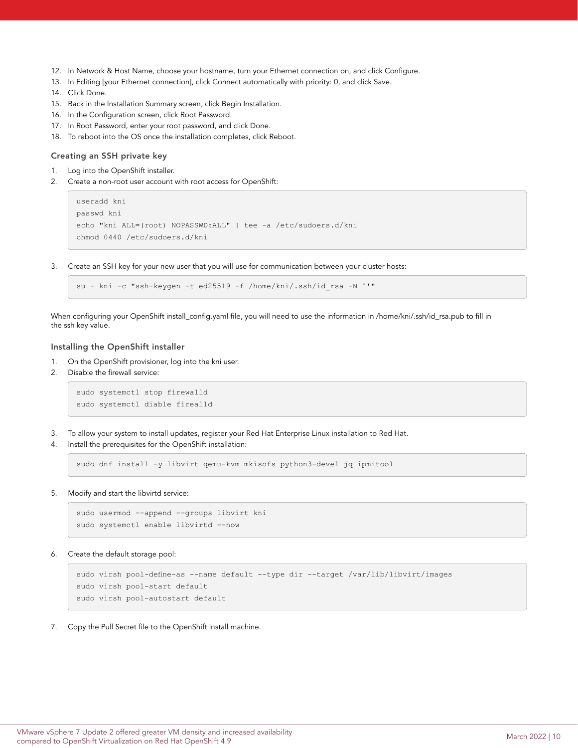12. In Network & Host Name, choose your hostname, turn your Ethernet connection on, and click Configure.
13. In Editing [your Ethernet connection], click Connect automatically with priority: 0, and click Save.
14. Click Done.
15. Back in the Installation Summary screen, click Begin Installation.
16. In the Configuration screen, click Root Password.
17. In Root Password, enter your root password, and click Done.
18. To reboot into the OS once the installation completes, click Reboot.

### Creating an SSH private key

1. Log into the OpenShift installer.
2. Create a non-root user account with root access for OpenShift:

```
useradd kni
passwd kni
echo "kni ALL=(root) NOPASSWD:ALL" | tee -a /etc/sudoers.d/kni
chmod 0440 /etc/sudoers.d/kni
```

3. Create an SSH key for your new user that you will use for communication between your cluster hosts:

```
su - kni -c "ssh-keygen -t ed25519 -f /home/kni/.ssh/id_rsa -N ''"
```

When configuring your OpenShift install_config.yaml file, you will need to use the information in /home/kni/.ssh/id_rsa.pub to fill in the ssh key value.

### Installing the OpenShift installer

1. On the OpenShift provisioner, log into the kni user.
2. Disable the firewall service:

```
sudo systemctl stop firewalld
sudo systemctl diable firealld
```

3. To allow your system to install updates, register your Red Hat Enterprise Linux installation to Red Hat.
4. Install the prerequisites for the OpenShift installation:

```
sudo dnf install -y libvirt qemu-kvm mkisofs python3-devel jq ipmitool
```

5. Modify and start the libvirtd service:

```
sudo usermod --append --groups libvirt kni
sudo systemctl enable libvirtd --now
```

6. Create the default storage pool:

```
sudo virsh pool-define-as --name default --type dir --target /var/lib/libvirt/images
sudo virsh pool-start default
sudo virsh pool-autostart default
```

7. Copy the Pull Secret file to the OpenShift install machine.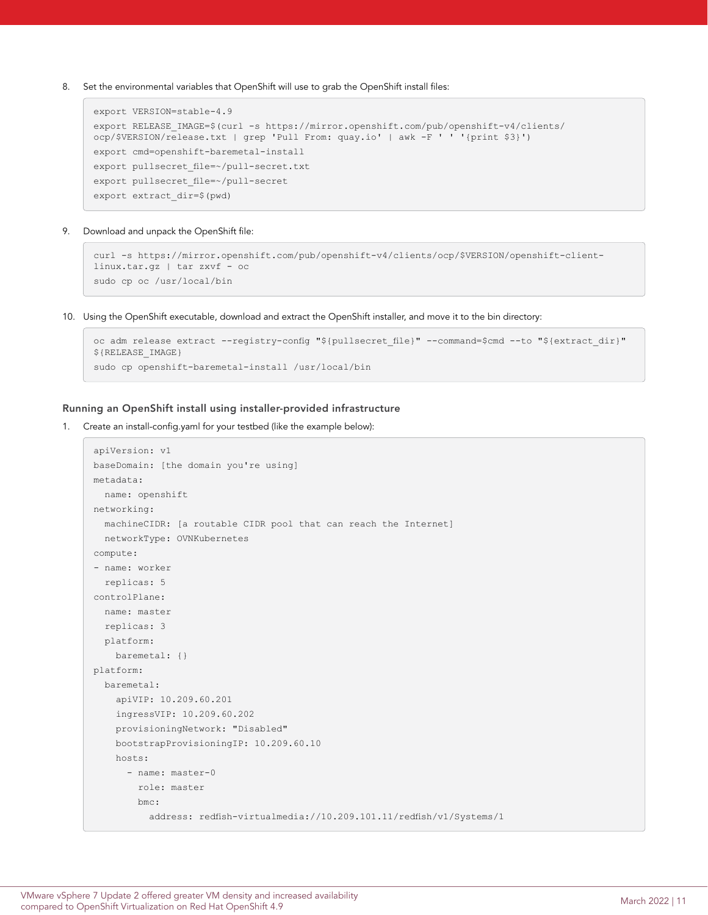8. Set the environmental variables that OpenShift will use to grab the OpenShift install files:

```
export VERSION=stable-4.9
export RELEASE_IMAGE=$(curl -s https://mirror.openshift.com/pub/openshift-v4/clients/
ocp/$VERSION/release.txt | grep 'Pull From: quay.io' | awk -F ' ' '{print $3}')
export cmd=openshift-baremetal-install
export pullsecret_file=~/pull-secret.txt
export pullsecret_file=~/pull-secret
export extract_dir=$(pwd)
```

9. Download and unpack the OpenShift file:

```
curl -s https://mirror.openshift.com/pub/openshift-v4/clients/ocp/$VERSION/openshift-client-
linux.tar.gz | tar zxvf - oc
sudo cp oc /usr/local/bin
```

10. Using the OpenShift executable, download and extract the OpenShift installer, and move it to the bin directory:

```
oc adm release extract --registry-config "${pullsecret_file}" --command=$cmd --to "${extract_dir}"
${RELEASE_IMAGE}
sudo cp openshift-baremetal-install /usr/local/bin
```

### Running an OpenShift install using installer-provided infrastructure

1. Create an install-config.yaml for your testbed (like the example below):

```
apiVersion: v1
baseDomain: [the domain you're using]
metadata:
  name: openshift
networking:
  machineCIDR: [a routable CIDR pool that can reach the Internet]
  networkType: OVNKubernetes
compute:
- name: worker
  replicas: 5
controlPlane:
  name: master
  replicas: 3
  platform:
    baremetal: {}
platform:
  baremetal:
    apiVIP: 10.209.60.201
    ingressVIP: 10.209.60.202
    provisioningNetwork: "Disabled"
    bootstrapProvisioningIP: 10.209.60.10
    hosts:
      - name: master-0
        role: master
        bmc:
          address: redfish-virtualmedia://10.209.101.11/redfish/v1/Systems/1
```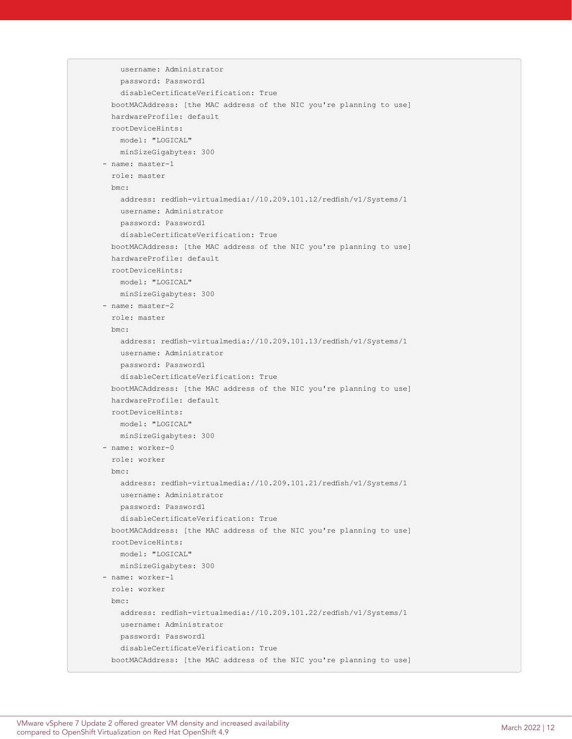```
        username: Administrator
        password: Password1
        disableCertificateVerification: True
      bootMACAddress: [the MAC address of the NIC you're planning to use]
      hardwareProfile: default
      rootDeviceHints:
        model: "LOGICAL"
        minSizeGigabytes: 300
    - name: master-1
      role: master
      bmc:
        address: redfish-virtualmedia://10.209.101.12/redfish/v1/Systems/1
        username: Administrator
        password: Password1
        disableCertificateVerification: True
      bootMACAddress: [the MAC address of the NIC you're planning to use]
      hardwareProfile: default
      rootDeviceHints:
        model: "LOGICAL"
        minSizeGigabytes: 300
    - name: master-2
      role: master
      bmc:
        address: redfish-virtualmedia://10.209.101.13/redfish/v1/Systems/1
        username: Administrator
        password: Password1
        disableCertificateVerification: True
      bootMACAddress: [the MAC address of the NIC you're planning to use]
      hardwareProfile: default
      rootDeviceHints:
        model: "LOGICAL"
        minSizeGigabytes: 300
    - name: worker-0
      role: worker
      bmc:
        address: redfish-virtualmedia://10.209.101.21/redfish/v1/Systems/1
        username: Administrator
        password: Password1
        disableCertificateVerification: True
      bootMACAddress: [the MAC address of the NIC you're planning to use]
      rootDeviceHints:
        model: "LOGICAL"
        minSizeGigabytes: 300
    - name: worker-1
      role: worker
      bmc:
        address: redfish-virtualmedia://10.209.101.22/redfish/v1/Systems/1
        username: Administrator
        password: Password1
        disableCertificateVerification: True
      bootMACAddress: [the MAC address of the NIC you're planning to use]
```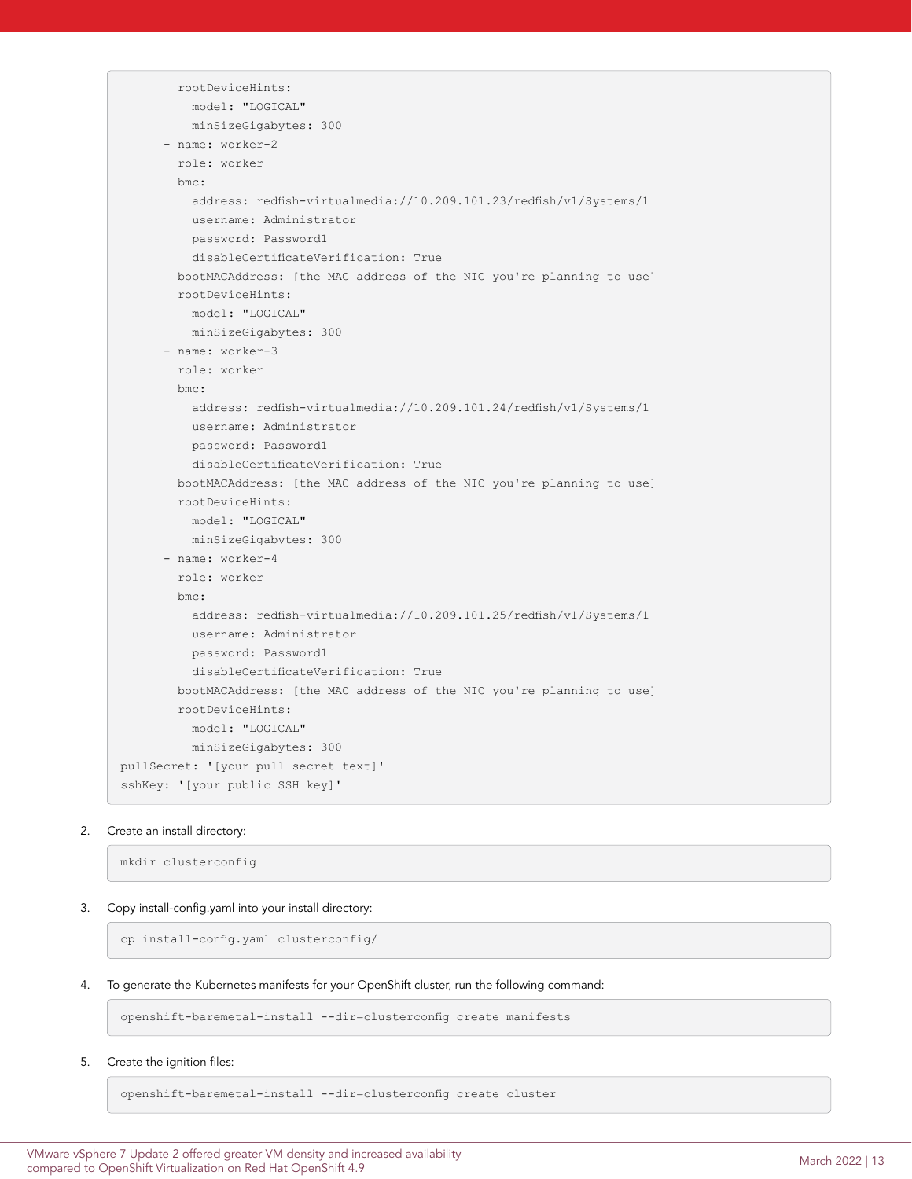```
        rootDeviceHints:
          model: "LOGICAL"
          minSizeGigabytes: 300
      - name: worker-2
        role: worker
        bmc:
          address: redfish-virtualmedia://10.209.101.23/redfish/v1/Systems/1
          username: Administrator
          password: Password1
          disableCertificateVerification: True
        bootMACAddress: [the MAC address of the NIC you're planning to use]
        rootDeviceHints:
          model: "LOGICAL"
          minSizeGigabytes: 300
      - name: worker-3
        role: worker
        bmc:
          address: redfish-virtualmedia://10.209.101.24/redfish/v1/Systems/1
          username: Administrator
          password: Password1
          disableCertificateVerification: True
        bootMACAddress: [the MAC address of the NIC you're planning to use]
        rootDeviceHints:
          model: "LOGICAL"
          minSizeGigabytes: 300
      - name: worker-4
        role: worker
        bmc:
          address: redfish-virtualmedia://10.209.101.25/redfish/v1/Systems/1
          username: Administrator
          password: Password1
          disableCertificateVerification: True
        bootMACAddress: [the MAC address of the NIC you're planning to use]
        rootDeviceHints:
          model: "LOGICAL"
          minSizeGigabytes: 300
pullSecret: '[your pull secret text]'
sshKey: '[your public SSH key]'
```

2. Create an install directory:

```
mkdir clusterconfig
```

3. Copy install-config.yaml into your install directory:

```
cp install-config.yaml clusterconfig/
```

4. To generate the Kubernetes manifests for your OpenShift cluster, run the following command:

```
openshift-baremetal-install --dir=clusterconfig create manifests
```

5. Create the ignition files:

```
openshift-baremetal-install --dir=clusterconfig create cluster
```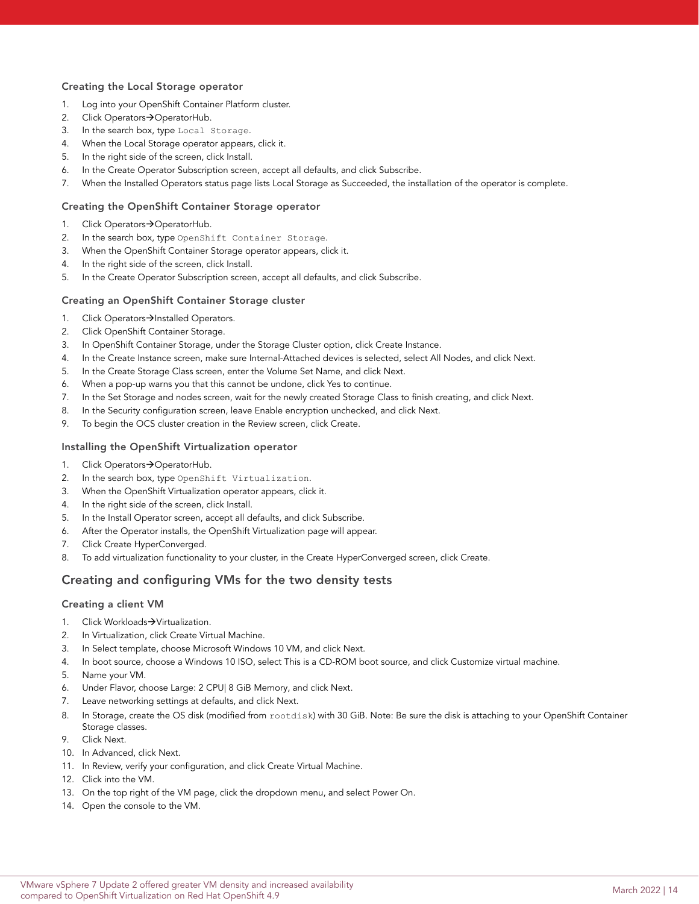### Creating the Local Storage operator

1. Log into your OpenShift Container Platform cluster.
2. Click Operators→OperatorHub.
3. In the search box, type `Local Storage`.
4. When the Local Storage operator appears, click it.
5. In the right side of the screen, click Install.
6. In the Create Operator Subscription screen, accept all defaults, and click Subscribe.
7. When the Installed Operators status page lists Local Storage as Succeeded, the installation of the operator is complete.

### Creating the OpenShift Container Storage operator

1. Click Operators→OperatorHub.
2. In the search box, type `OpenShift Container Storage`.
3. When the OpenShift Container Storage operator appears, click it.
4. In the right side of the screen, click Install.
5. In the Create Operator Subscription screen, accept all defaults, and click Subscribe.

### Creating an OpenShift Container Storage cluster

1. Click Operators→Installed Operators.
2. Click OpenShift Container Storage.
3. In OpenShift Container Storage, under the Storage Cluster option, click Create Instance.
4. In the Create Instance screen, make sure Internal-Attached devices is selected, select All Nodes, and click Next.
5. In the Create Storage Class screen, enter the Volume Set Name, and click Next.
6. When a pop-up warns you that this cannot be undone, click Yes to continue.
7. In the Set Storage and nodes screen, wait for the newly created Storage Class to finish creating, and click Next.
8. In the Security configuration screen, leave Enable encryption unchecked, and click Next.
9. To begin the OCS cluster creation in the Review screen, click Create.

### Installing the OpenShift Virtualization operator

1. Click Operators→OperatorHub.
2. In the search box, type `OpenShift Virtualization`.
3. When the OpenShift Virtualization operator appears, click it.
4. In the right side of the screen, click Install.
5. In the Install Operator screen, accept all defaults, and click Subscribe.
6. After the Operator installs, the OpenShift Virtualization page will appear.
7. Click Create HyperConverged.
8. To add virtualization functionality to your cluster, in the Create HyperConverged screen, click Create.

## Creating and configuring VMs for the two density tests

### Creating a client VM

1. Click Workloads→Virtualization.
2. In Virtualization, click Create Virtual Machine.
3. In Select template, choose Microsoft Windows 10 VM, and click Next.
4. In boot source, choose a Windows 10 ISO, select This is a CD-ROM boot source, and click Customize virtual machine.
5. Name your VM.
6. Under Flavor, choose Large: 2 CPU| 8 GiB Memory, and click Next.
7. Leave networking settings at defaults, and click Next.
8. In Storage, create the OS disk (modified from `rootdisk`) with 30 GiB. Note: Be sure the disk is attaching to your OpenShift Container Storage classes.
9. Click Next.
10. In Advanced, click Next.
11. In Review, verify your configuration, and click Create Virtual Machine.
12. Click into the VM.
13. On the top right of the VM page, click the dropdown menu, and select Power On.
14. Open the console to the VM.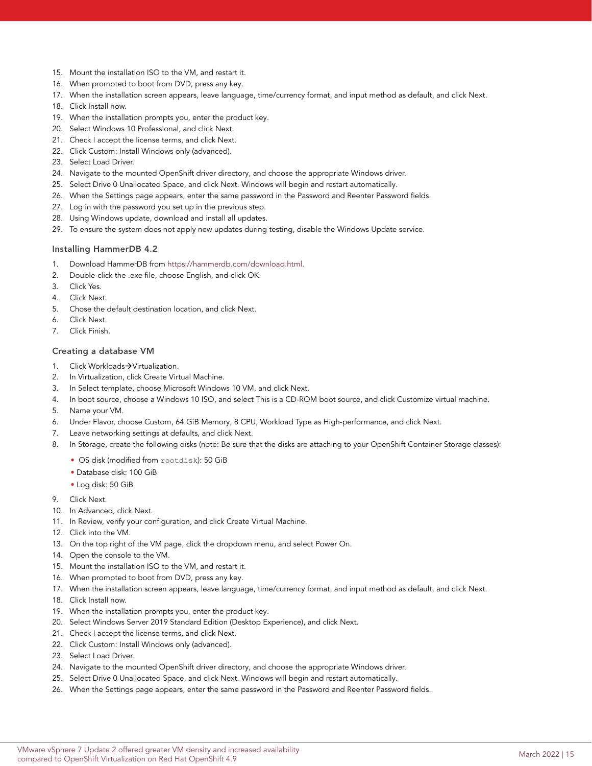15. Mount the installation ISO to the VM, and restart it.
16. When prompted to boot from DVD, press any key.
17. When the installation screen appears, leave language, time/currency format, and input method as default, and click Next.
18. Click Install now.
19. When the installation prompts you, enter the product key.
20. Select Windows 10 Professional, and click Next.
21. Check I accept the license terms, and click Next.
22. Click Custom: Install Windows only (advanced).
23. Select Load Driver.
24. Navigate to the mounted OpenShift driver directory, and choose the appropriate Windows driver.
25. Select Drive 0 Unallocated Space, and click Next. Windows will begin and restart automatically.
26. When the Settings page appears, enter the same password in the Password and Reenter Password fields.
27. Log in with the password you set up in the previous step.
28. Using Windows update, download and install all updates.
29. To ensure the system does not apply new updates during testing, disable the Windows Update service.

### Installing HammerDB 4.2

1. Download HammerDB from https://hammerdb.com/download.html.
2. Double-click the .exe file, choose English, and click OK.
3. Click Yes.
4. Click Next.
5. Chose the default destination location, and click Next.
6. Click Next.
7. Click Finish.

### Creating a database VM

1. Click Workloads→Virtualization.
2. In Virtualization, click Create Virtual Machine.
3. In Select template, choose Microsoft Windows 10 VM, and click Next.
4. In boot source, choose a Windows 10 ISO, and select This is a CD-ROM boot source, and click Customize virtual machine.
5. Name your VM.
6. Under Flavor, choose Custom, 64 GiB Memory, 8 CPU, Workload Type as High-performance, and click Next.
7. Leave networking settings at defaults, and click Next.
8. In Storage, create the following disks (note: Be sure that the disks are attaching to your OpenShift Container Storage classes):
   - OS disk (modified from `rootdisk`): 50 GiB
   - Database disk: 100 GiB
   - Log disk: 50 GiB
9. Click Next.
10. In Advanced, click Next.
11. In Review, verify your configuration, and click Create Virtual Machine.
12. Click into the VM.
13. On the top right of the VM page, click the dropdown menu, and select Power On.
14. Open the console to the VM.
15. Mount the installation ISO to the VM, and restart it.
16. When prompted to boot from DVD, press any key.
17. When the installation screen appears, leave language, time/currency format, and input method as default, and click Next.
18. Click Install now.
19. When the installation prompts you, enter the product key.
20. Select Windows Server 2019 Standard Edition (Desktop Experience), and click Next.
21. Check I accept the license terms, and click Next.
22. Click Custom: Install Windows only (advanced).
23. Select Load Driver.
24. Navigate to the mounted OpenShift driver directory, and choose the appropriate Windows driver.
25. Select Drive 0 Unallocated Space, and click Next. Windows will begin and restart automatically.
26. When the Settings page appears, enter the same password in the Password and Reenter Password fields.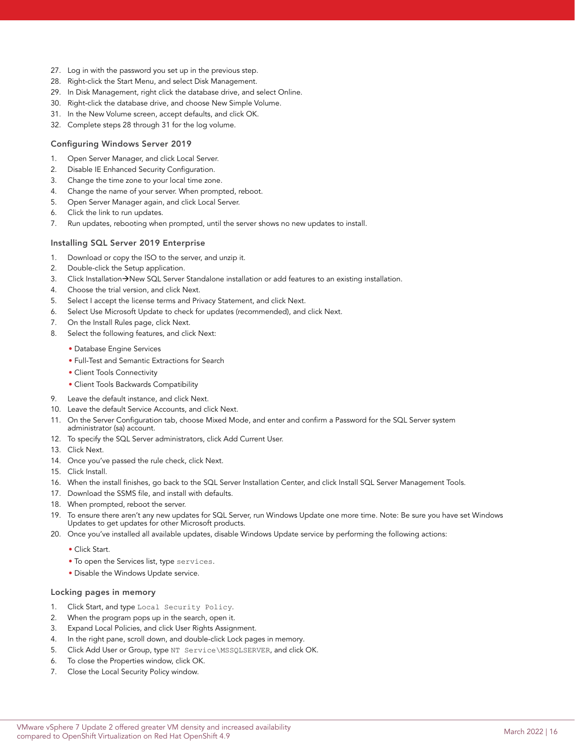27. Log in with the password you set up in the previous step.
28. Right-click the Start Menu, and select Disk Management.
29. In Disk Management, right click the database drive, and select Online.
30. Right-click the database drive, and choose New Simple Volume.
31. In the New Volume screen, accept defaults, and click OK.
32. Complete steps 28 through 31 for the log volume.

### Configuring Windows Server 2019

1. Open Server Manager, and click Local Server.
2. Disable IE Enhanced Security Configuration.
3. Change the time zone to your local time zone.
4. Change the name of your server. When prompted, reboot.
5. Open Server Manager again, and click Local Server.
6. Click the link to run updates.
7. Run updates, rebooting when prompted, until the server shows no new updates to install.

### Installing SQL Server 2019 Enterprise

1. Download or copy the ISO to the server, and unzip it.
2. Double-click the Setup application.
3. Click Installation→New SQL Server Standalone installation or add features to an existing installation.
4. Choose the trial version, and click Next.
5. Select I accept the license terms and Privacy Statement, and click Next.
6. Select Use Microsoft Update to check for updates (recommended), and click Next.
7. On the Install Rules page, click Next.
8. Select the following features, and click Next:
    - Database Engine Services
    - Full-Test and Semantic Extractions for Search
    - Client Tools Connectivity
    - Client Tools Backwards Compatibility
9. Leave the default instance, and click Next.
10. Leave the default Service Accounts, and click Next.
11. On the Server Configuration tab, choose Mixed Mode, and enter and confirm a Password for the SQL Server system administrator (sa) account.
12. To specify the SQL Server administrators, click Add Current User.
13. Click Next.
14. Once you've passed the rule check, click Next.
15. Click Install.
16. When the install finishes, go back to the SQL Server Installation Center, and click Install SQL Server Management Tools.
17. Download the SSMS file, and install with defaults.
18. When prompted, reboot the server.
19. To ensure there aren't any new updates for SQL Server, run Windows Update one more time. Note: Be sure you have set Windows Updates to get updates for other Microsoft products.
20. Once you've installed all available updates, disable Windows Update service by performing the following actions:
    - Click Start.
    - To open the Services list, type `services`.
    - Disable the Windows Update service.

### Locking pages in memory

1. Click Start, and type `Local Security Policy`.
2. When the program pops up in the search, open it.
3. Expand Local Policies, and click User Rights Assignment.
4. In the right pane, scroll down, and double-click Lock pages in memory.
5. Click Add User or Group, type `NT Service\MSSQLSERVER`, and click OK.
6. To close the Properties window, click OK.
7. Close the Local Security Policy window.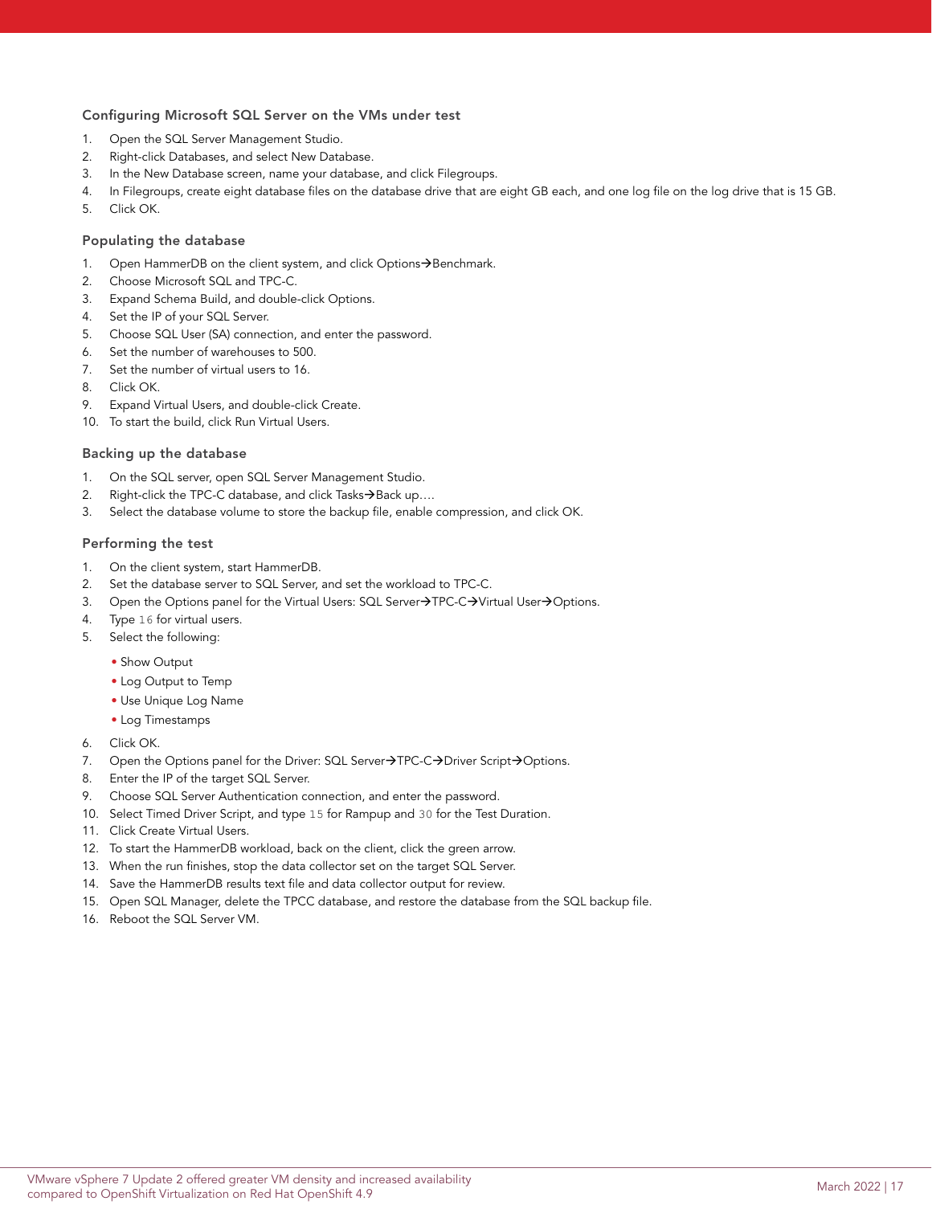### Configuring Microsoft SQL Server on the VMs under test

1. Open the SQL Server Management Studio.
2. Right-click Databases, and select New Database.
3. In the New Database screen, name your database, and click Filegroups.
4. In Filegroups, create eight database files on the database drive that are eight GB each, and one log file on the log drive that is 15 GB.
5. Click OK.

### Populating the database

1. Open HammerDB on the client system, and click Options→Benchmark.
2. Choose Microsoft SQL and TPC-C.
3. Expand Schema Build, and double-click Options.
4. Set the IP of your SQL Server.
5. Choose SQL User (SA) connection, and enter the password.
6. Set the number of warehouses to 500.
7. Set the number of virtual users to 16.
8. Click OK.
9. Expand Virtual Users, and double-click Create.
10. To start the build, click Run Virtual Users.

### Backing up the database

1. On the SQL server, open SQL Server Management Studio.
2. Right-click the TPC-C database, and click Tasks→Back up….
3. Select the database volume to store the backup file, enable compression, and click OK.

### Performing the test

1. On the client system, start HammerDB.
2. Set the database server to SQL Server, and set the workload to TPC-C.
3. Open the Options panel for the Virtual Users: SQL Server→TPC-C→Virtual User→Options.
4. Type `16` for virtual users.
5. Select the following:
   - Show Output
   - Log Output to Temp
   - Use Unique Log Name
   - Log Timestamps
6. Click OK.
7. Open the Options panel for the Driver: SQL Server→TPC-C→Driver Script→Options.
8. Enter the IP of the target SQL Server.
9. Choose SQL Server Authentication connection, and enter the password.
10. Select Timed Driver Script, and type `15` for Rampup and `30` for the Test Duration.
11. Click Create Virtual Users.
12. To start the HammerDB workload, back on the client, click the green arrow.
13. When the run finishes, stop the data collector set on the target SQL Server.
14. Save the HammerDB results text file and data collector output for review.
15. Open SQL Manager, delete the TPCC database, and restore the database from the SQL backup file.
16. Reboot the SQL Server VM.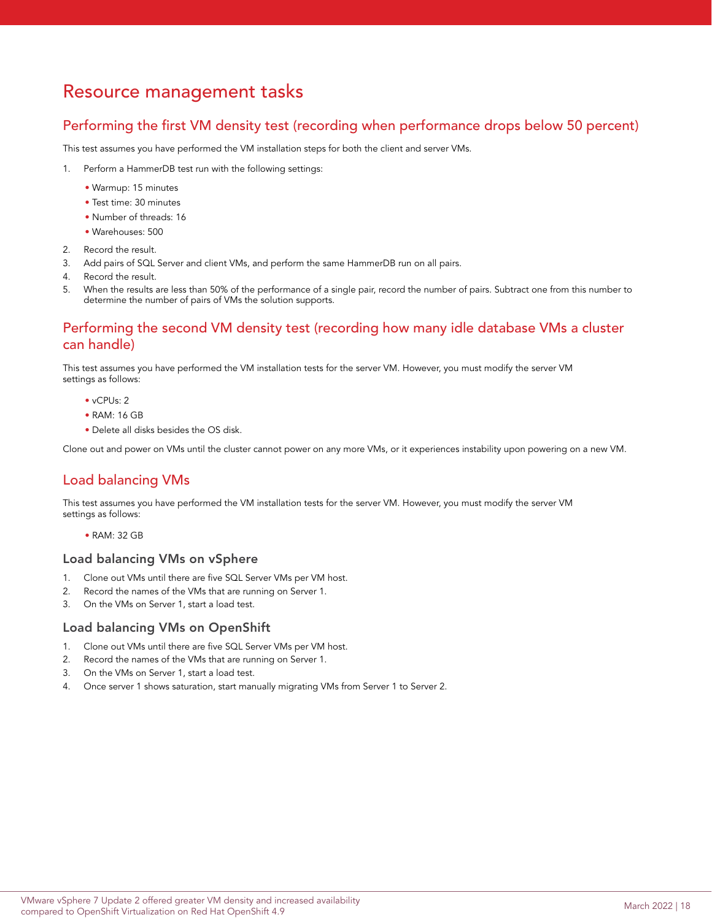# Resource management tasks

## Performing the first VM density test (recording when performance drops below 50 percent)

This test assumes you have performed the VM installation steps for both the client and server VMs.

1. Perform a HammerDB test run with the following settings:
   - Warmup: 15 minutes
   - Test time: 30 minutes
   - Number of threads: 16
   - Warehouses: 500
2. Record the result.
3. Add pairs of SQL Server and client VMs, and perform the same HammerDB run on all pairs.
4. Record the result.
5. When the results are less than 50% of the performance of a single pair, record the number of pairs. Subtract one from this number to determine the number of pairs of VMs the solution supports.

## Performing the second VM density test (recording how many idle database VMs a cluster can handle)

This test assumes you have performed the VM installation tests for the server VM. However, you must modify the server VM settings as follows:

- vCPUs: 2
- RAM: 16 GB
- Delete all disks besides the OS disk.

Clone out and power on VMs until the cluster cannot power on any more VMs, or it experiences instability upon powering on a new VM.

## Load balancing VMs

This test assumes you have performed the VM installation tests for the server VM. However, you must modify the server VM settings as follows:

- RAM: 32 GB

### Load balancing VMs on vSphere

1. Clone out VMs until there are five SQL Server VMs per VM host.
2. Record the names of the VMs that are running on Server 1.
3. On the VMs on Server 1, start a load test.

### Load balancing VMs on OpenShift

1. Clone out VMs until there are five SQL Server VMs per VM host.
2. Record the names of the VMs that are running on Server 1.
3. On the VMs on Server 1, start a load test.
4. Once server 1 shows saturation, start manually migrating VMs from Server 1 to Server 2.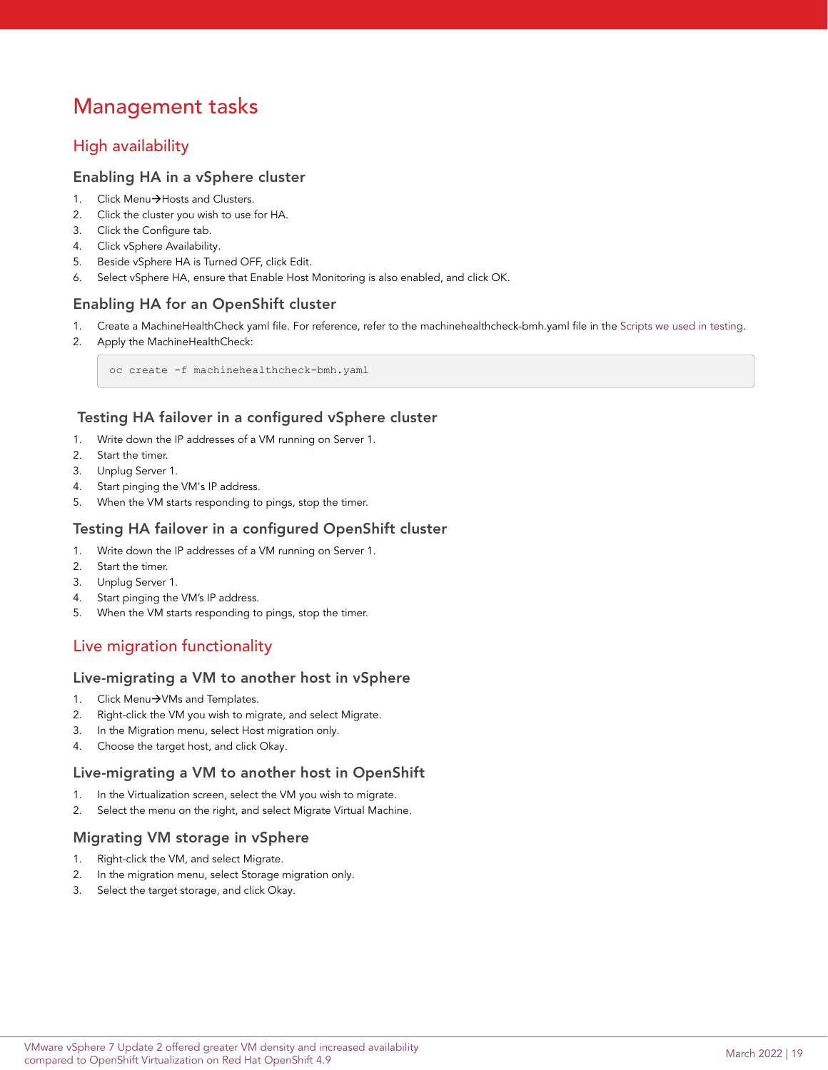# Management tasks

## High availability

### Enabling HA in a vSphere cluster

1. Click Menu→Hosts and Clusters.
2. Click the cluster you wish to use for HA.
3. Click the Configure tab.
4. Click vSphere Availability.
5. Beside vSphere HA is Turned OFF, click Edit.
6. Select vSphere HA, ensure that Enable Host Monitoring is also enabled, and click OK.

### Enabling HA for an OpenShift cluster

1. Create a MachineHealthCheck yaml file. For reference, refer to the machinehealthcheck-bmh.yaml file in the Scripts we used in testing.
2. Apply the MachineHealthCheck:

```
oc create -f machinehealthcheck-bmh.yaml
```

### Testing HA failover in a configured vSphere cluster

1. Write down the IP addresses of a VM running on Server 1.
2. Start the timer.
3. Unplug Server 1.
4. Start pinging the VM's IP address.
5. When the VM starts responding to pings, stop the timer.

### Testing HA failover in a configured OpenShift cluster

1. Write down the IP addresses of a VM running on Server 1.
2. Start the timer.
3. Unplug Server 1.
4. Start pinging the VM's IP address.
5. When the VM starts responding to pings, stop the timer.

## Live migration functionality

### Live-migrating a VM to another host in vSphere

1. Click Menu→VMs and Templates.
2. Right-click the VM you wish to migrate, and select Migrate.
3. In the Migration menu, select Host migration only.
4. Choose the target host, and click Okay.

### Live-migrating a VM to another host in OpenShift

1. In the Virtualization screen, select the VM you wish to migrate.
2. Select the menu on the right, and select Migrate Virtual Machine.

### Migrating VM storage in vSphere

1. Right-click the VM, and select Migrate.
2. In the migration menu, select Storage migration only.
3. Select the target storage, and click Okay.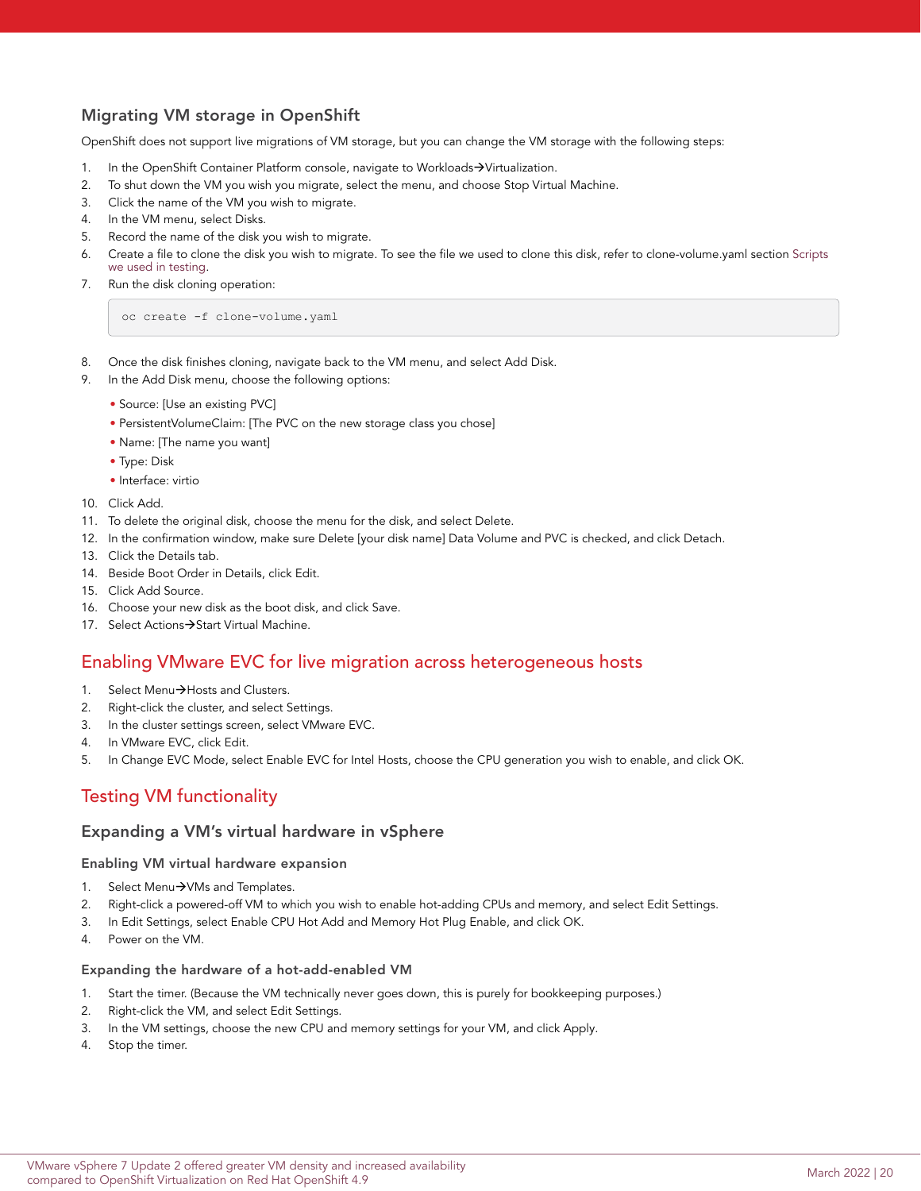### Migrating VM storage in OpenShift

OpenShift does not support live migrations of VM storage, but you can change the VM storage with the following steps:

1. In the OpenShift Container Platform console, navigate to Workloads→Virtualization.
2. To shut down the VM you wish you migrate, select the menu, and choose Stop Virtual Machine.
3. Click the name of the VM you wish to migrate.
4. In the VM menu, select Disks.
5. Record the name of the disk you wish to migrate.
6. Create a file to clone the disk you wish to migrate. To see the file we used to clone this disk, refer to clone-volume.yaml section Scripts we used in testing.
7. Run the disk cloning operation:

```
oc create -f clone-volume.yaml
```

8. Once the disk finishes cloning, navigate back to the VM menu, and select Add Disk.
9. In the Add Disk menu, choose the following options:
   - Source: [Use an existing PVC]
   - PersistentVolumeClaim: [The PVC on the new storage class you chose]
   - Name: [The name you want]
   - Type: Disk
   - Interface: virtio
10. Click Add.
11. To delete the original disk, choose the menu for the disk, and select Delete.
12. In the confirmation window, make sure Delete [your disk name] Data Volume and PVC is checked, and click Detach.
13. Click the Details tab.
14. Beside Boot Order in Details, click Edit.
15. Click Add Source.
16. Choose your new disk as the boot disk, and click Save.
17. Select Actions→Start Virtual Machine.

## Enabling VMware EVC for live migration across heterogeneous hosts

1. Select Menu→Hosts and Clusters.
2. Right-click the cluster, and select Settings.
3. In the cluster settings screen, select VMware EVC.
4. In VMware EVC, click Edit.
5. In Change EVC Mode, select Enable EVC for Intel Hosts, choose the CPU generation you wish to enable, and click OK.

## Testing VM functionality

### Expanding a VM's virtual hardware in vSphere

#### Enabling VM virtual hardware expansion

1. Select Menu→VMs and Templates.
2. Right-click a powered-off VM to which you wish to enable hot-adding CPUs and memory, and select Edit Settings.
3. In Edit Settings, select Enable CPU Hot Add and Memory Hot Plug Enable, and click OK.
4. Power on the VM.

#### Expanding the hardware of a hot-add-enabled VM

1. Start the timer. (Because the VM technically never goes down, this is purely for bookkeeping purposes.)
2. Right-click the VM, and select Edit Settings.
3. In the VM settings, choose the new CPU and memory settings for your VM, and click Apply.
4. Stop the timer.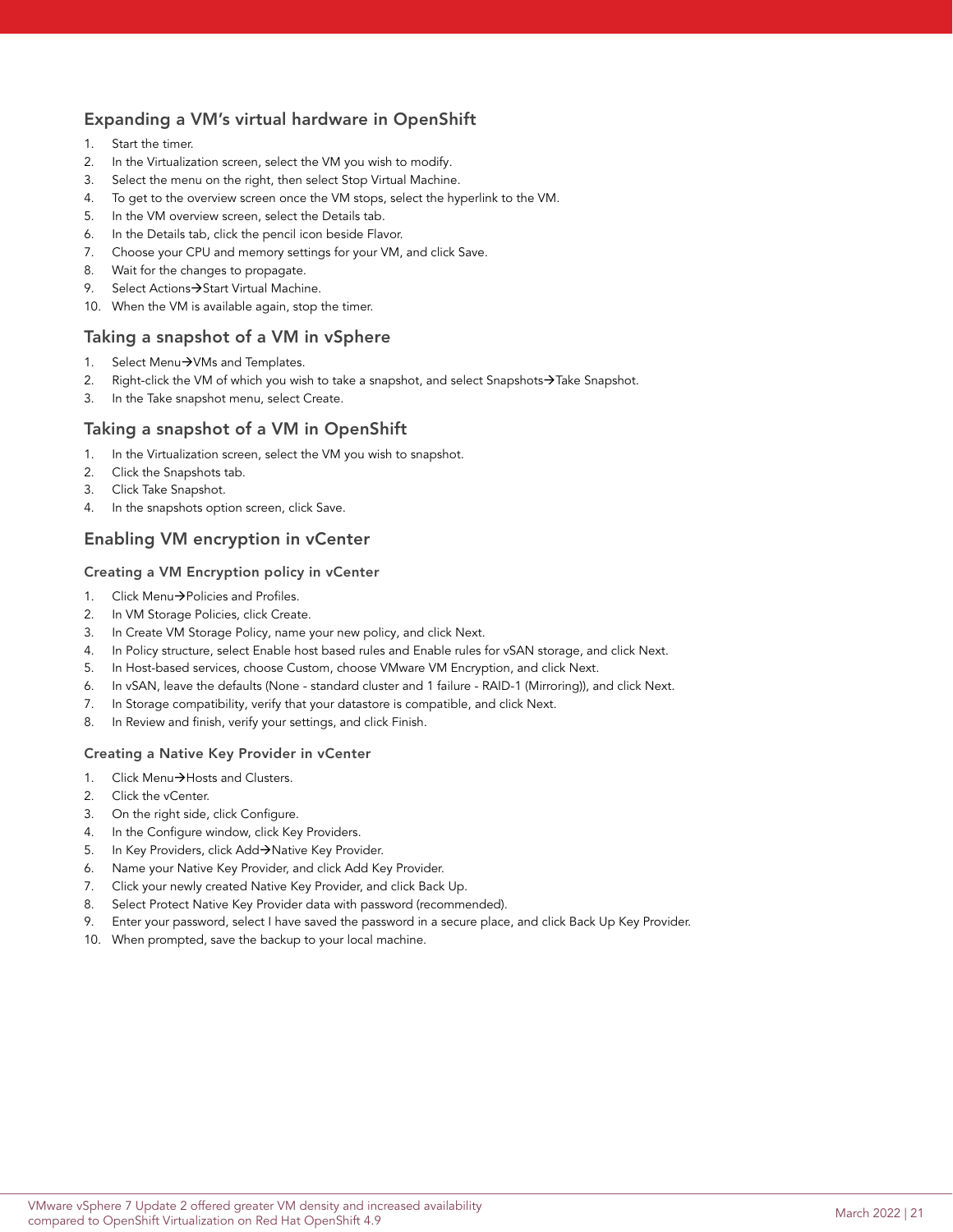## Expanding a VM's virtual hardware in OpenShift

1. Start the timer.
2. In the Virtualization screen, select the VM you wish to modify.
3. Select the menu on the right, then select Stop Virtual Machine.
4. To get to the overview screen once the VM stops, select the hyperlink to the VM.
5. In the VM overview screen, select the Details tab.
6. In the Details tab, click the pencil icon beside Flavor.
7. Choose your CPU and memory settings for your VM, and click Save.
8. Wait for the changes to propagate.
9. Select Actions→Start Virtual Machine.
10. When the VM is available again, stop the timer.

## Taking a snapshot of a VM in vSphere

1. Select Menu→VMs and Templates.
2. Right-click the VM of which you wish to take a snapshot, and select Snapshots→Take Snapshot.
3. In the Take snapshot menu, select Create.

## Taking a snapshot of a VM in OpenShift

1. In the Virtualization screen, select the VM you wish to snapshot.
2. Click the Snapshots tab.
3. Click Take Snapshot.
4. In the snapshots option screen, click Save.

## Enabling VM encryption in vCenter

### Creating a VM Encryption policy in vCenter

1. Click Menu→Policies and Profiles.
2. In VM Storage Policies, click Create.
3. In Create VM Storage Policy, name your new policy, and click Next.
4. In Policy structure, select Enable host based rules and Enable rules for vSAN storage, and click Next.
5. In Host-based services, choose Custom, choose VMware VM Encryption, and click Next.
6. In vSAN, leave the defaults (None - standard cluster and 1 failure - RAID-1 (Mirroring)), and click Next.
7. In Storage compatibility, verify that your datastore is compatible, and click Next.
8. In Review and finish, verify your settings, and click Finish.

### Creating a Native Key Provider in vCenter

1. Click Menu→Hosts and Clusters.
2. Click the vCenter.
3. On the right side, click Configure.
4. In the Configure window, click Key Providers.
5. In Key Providers, click Add→Native Key Provider.
6. Name your Native Key Provider, and click Add Key Provider.
7. Click your newly created Native Key Provider, and click Back Up.
8. Select Protect Native Key Provider data with password (recommended).
9. Enter your password, select I have saved the password in a secure place, and click Back Up Key Provider.
10. When prompted, save the backup to your local machine.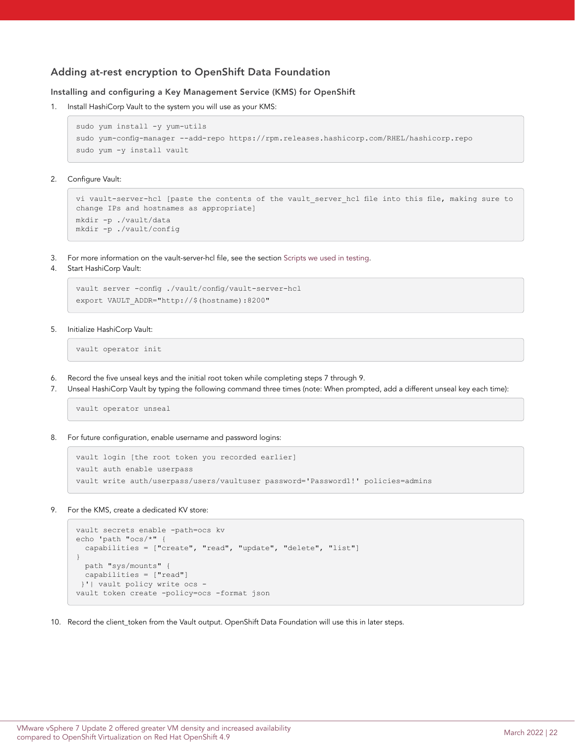## Adding at-rest encryption to OpenShift Data Foundation

### Installing and configuring a Key Management Service (KMS) for OpenShift

1. Install HashiCorp Vault to the system you will use as your KMS:

```
sudo yum install -y yum-utils
sudo yum-config-manager --add-repo https://rpm.releases.hashicorp.com/RHEL/hashicorp.repo
sudo yum -y install vault
```

2. Configure Vault:

```
vi vault-server-hcl [paste the contents of the vault_server_hcl file into this file, making sure to change IPs and hostnames as appropriate]
mkdir -p ./vault/data
mkdir -p ./vault/config
```

3. For more information on the vault-server-hcl file, see the section Scripts we used in testing.
4. Start HashiCorp Vault:

```
vault server -config ./vault/config/vault-server-hcl
export VAULT_ADDR="http://$(hostname):8200"
```

5. Initialize HashiCorp Vault:

```
vault operator init
```

6. Record the five unseal keys and the initial root token while completing steps 7 through 9.
7. Unseal HashiCorp Vault by typing the following command three times (note: When prompted, add a different unseal key each time):

```
vault operator unseal
```

8. For future configuration, enable username and password logins:

```
vault login [the root token you recorded earlier]
vault auth enable userpass
vault write auth/userpass/users/vaultuser password='Password1!' policies=admins
```

9. For the KMS, create a dedicated KV store:

```
vault secrets enable -path=ocs kv
echo 'path "ocs/*" {
  capabilities = ["create", "read", "update", "delete", "list"]
}
  path "sys/mounts" {
  capabilities = ["read"]
 }'| vault policy write ocs -
vault token create -policy=ocs -format json
```

10. Record the client_token from the Vault output. OpenShift Data Foundation will use this in later steps.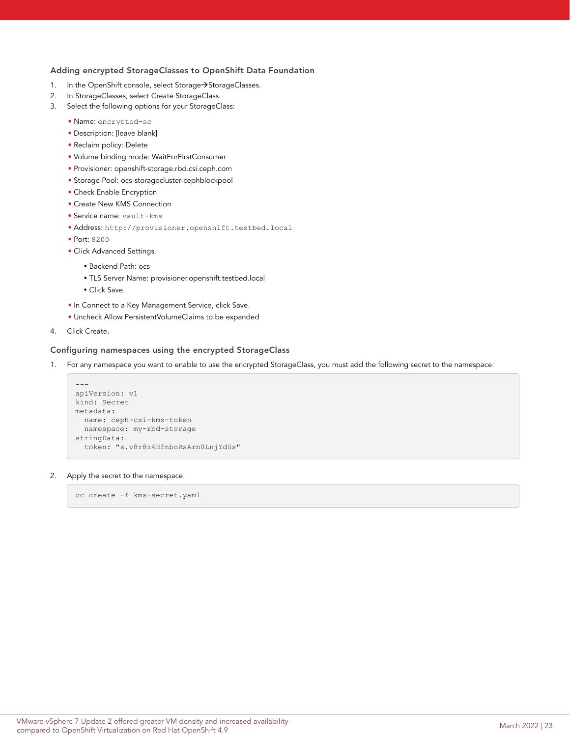### Adding encrypted StorageClasses to OpenShift Data Foundation

1. In the OpenShift console, select Storage→StorageClasses.
2. In StorageClasses, select Create StorageClass.
3. Select the following options for your StorageClass:
   - Name: `encrypted-sc`
   - Description: [leave blank]
   - Reclaim policy: Delete
   - Volume binding mode: WaitForFirstConsumer
   - Provisioner: openshift-storage.rbd.csi.ceph.com
   - Storage Pool: ocs-storagecluster-cephblockpool
   - Check Enable Encryption
   - Create New KMS Connection
   - Service name: `vault-kms`
   - Address: `http://provisioner.openshift.testbed.local`
   - Port: `8200`
   - Click Advanced Settings.
     - Backend Path: ocs
     - TLS Server Name: provisioner.openshift.testbed.local
     - Click Save.
   - In Connect to a Key Management Service, click Save.
   - Uncheck Allow PersistentVolumeClaims to be expanded
4. Click Create.

### Configuring namespaces using the encrypted StorageClass

1. For any namespace you want to enable to use the encrypted StorageClass, you must add the following secret to the namespace:

```
---
apiVersion: v1
kind: Secret
metadata:
  name: ceph-csi-kms-token
  namespace: my-rbd-storage
stringData:
  token: "s.v8r8z4HfnboRsArn0LnjYdUs"
```

2. Apply the secret to the namespace:

```
oc create -f kms-secret.yaml
```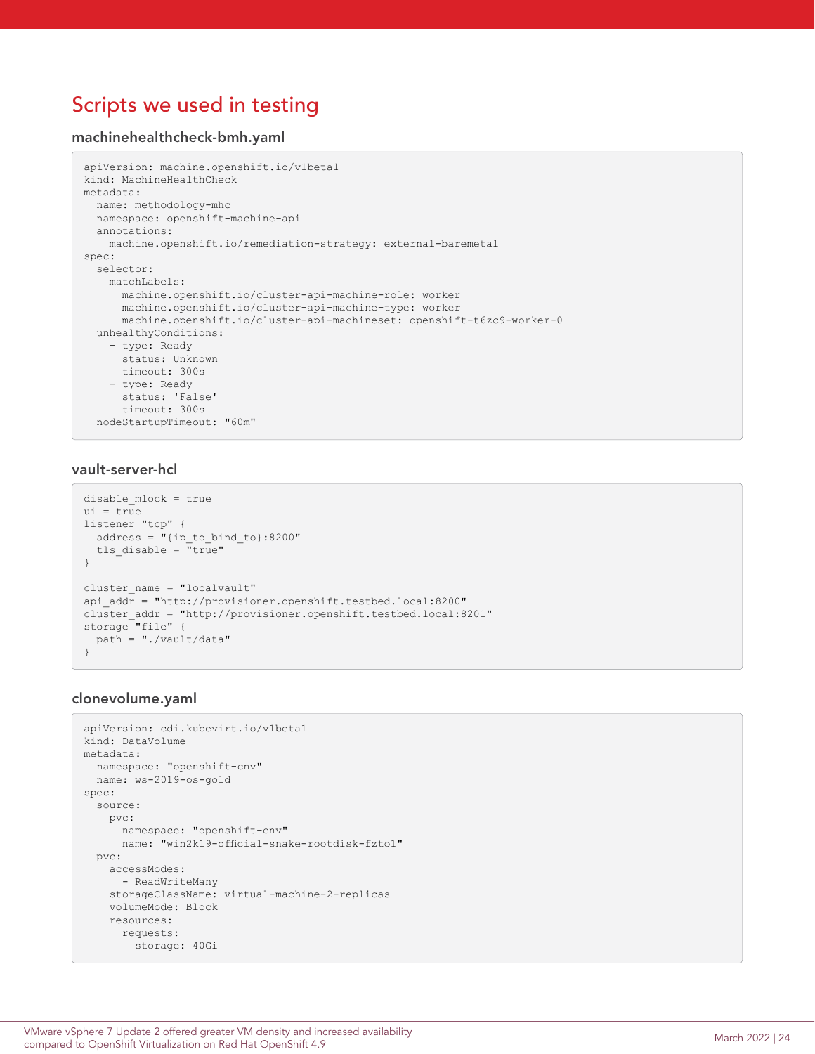## Scripts we used in testing

### machinehealthcheck-bmh.yaml

```
apiVersion: machine.openshift.io/v1beta1
kind: MachineHealthCheck
metadata:
  name: methodology-mhc
  namespace: openshift-machine-api
  annotations:
    machine.openshift.io/remediation-strategy: external-baremetal
spec:
  selector:
    matchLabels:
      machine.openshift.io/cluster-api-machine-role: worker
      machine.openshift.io/cluster-api-machine-type: worker
      machine.openshift.io/cluster-api-machineset: openshift-t6zc9-worker-0
  unhealthyConditions:
    - type: Ready
      status: Unknown
      timeout: 300s
    - type: Ready
      status: 'False'
      timeout: 300s
  nodeStartupTimeout: "60m"
```

### vault-server-hcl

```
disable_mlock = true
ui = true
listener "tcp" {
  address = "{ip_to_bind_to}:8200"
  tls_disable = "true"
}

cluster_name = "localvault"
api_addr = "http://provisioner.openshift.testbed.local:8200"
cluster_addr = "http://provisioner.openshift.testbed.local:8201"
storage "file" {
  path = "./vault/data"
}
```

### clonevolume.yaml

```
apiVersion: cdi.kubevirt.io/v1beta1
kind: DataVolume
metadata:
  namespace: "openshift-cnv"
  name: ws-2019-os-gold
spec:
  source:
    pvc:
      namespace: "openshift-cnv"
      name: "win2k19-official-snake-rootdisk-fzto1"
  pvc:
    accessModes:
      - ReadWriteMany
    storageClassName: virtual-machine-2-replicas
    volumeMode: Block
    resources:
      requests:
        storage: 40Gi
```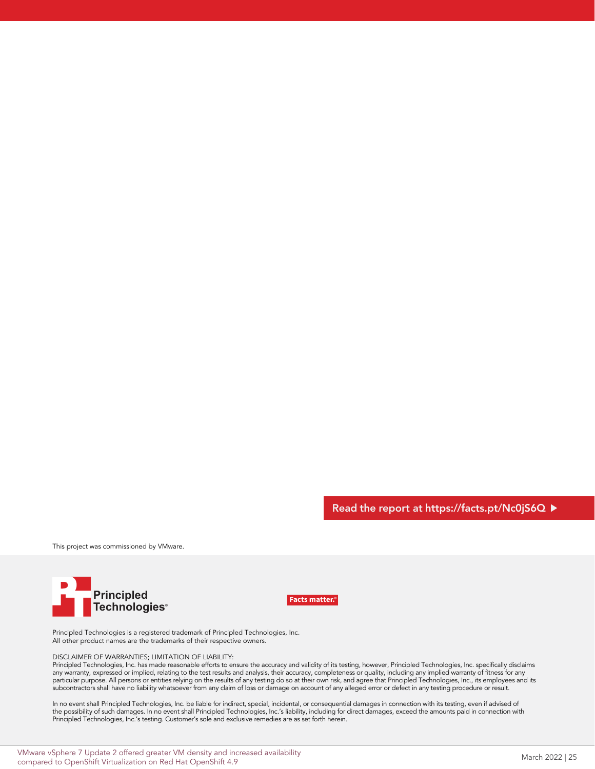Read the report at https://facts.pt/Nc0jS6Q ▶

This project was commissioned by VMware.

Principled Technologies®

Facts matter.®

Principled Technologies is a registered trademark of Principled Technologies, Inc.
All other product names are the trademarks of their respective owners.

DISCLAIMER OF WARRANTIES; LIMITATION OF LIABILITY:
Principled Technologies, Inc. has made reasonable efforts to ensure the accuracy and validity of its testing, however, Principled Technologies, Inc. specifically disclaims any warranty, expressed or implied, relating to the test results and analysis, their accuracy, completeness or quality, including any implied warranty of fitness for any particular purpose. All persons or entities relying on the results of any testing do so at their own risk, and agree that Principled Technologies, Inc., its employees and its subcontractors shall have no liability whatsoever from any claim of loss or damage on account of any alleged error or defect in any testing procedure or result.

In no event shall Principled Technologies, Inc. be liable for indirect, special, incidental, or consequential damages in connection with its testing, even if advised of the possibility of such damages. In no event shall Principled Technologies, Inc.'s liability, including for direct damages, exceed the amounts paid in connection with Principled Technologies, Inc.'s testing. Customer's sole and exclusive remedies are as set forth herein.